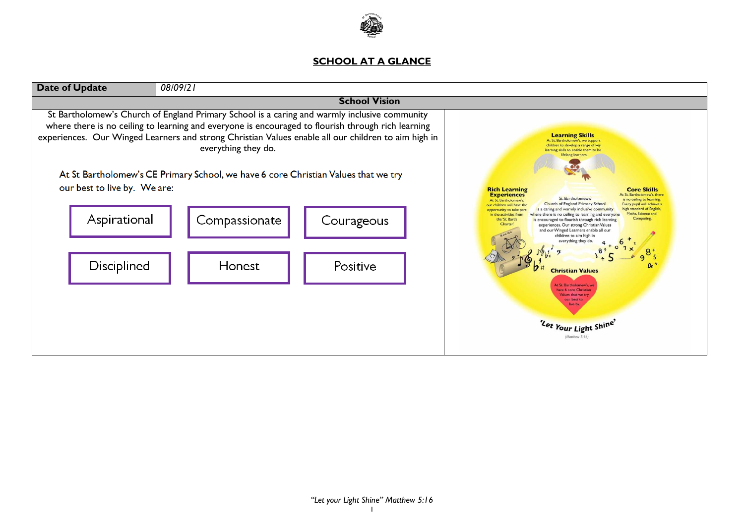# SCHOOL AT A GLANCE

| **Date of Update** | *08/09/21* |
|---|---|

**School Vision**

St Bartholomew's Church of England Primary School is a caring and warmly inclusive community where there is no ceiling to learning and everyone is encouraged to flourish through rich learning experiences. Our Winged Learners and strong Christian Values enable all our children to aim high in everything they do.

At St Bartholomew's CE Primary School, we have 6 core Christian Values that we try our best to live by. We are:

| Aspirational | Compassionate | Courageous |
|---|---|---|
| Disciplined | Honest | Positive |

*"Let your Light Shine" Matthew 5:16*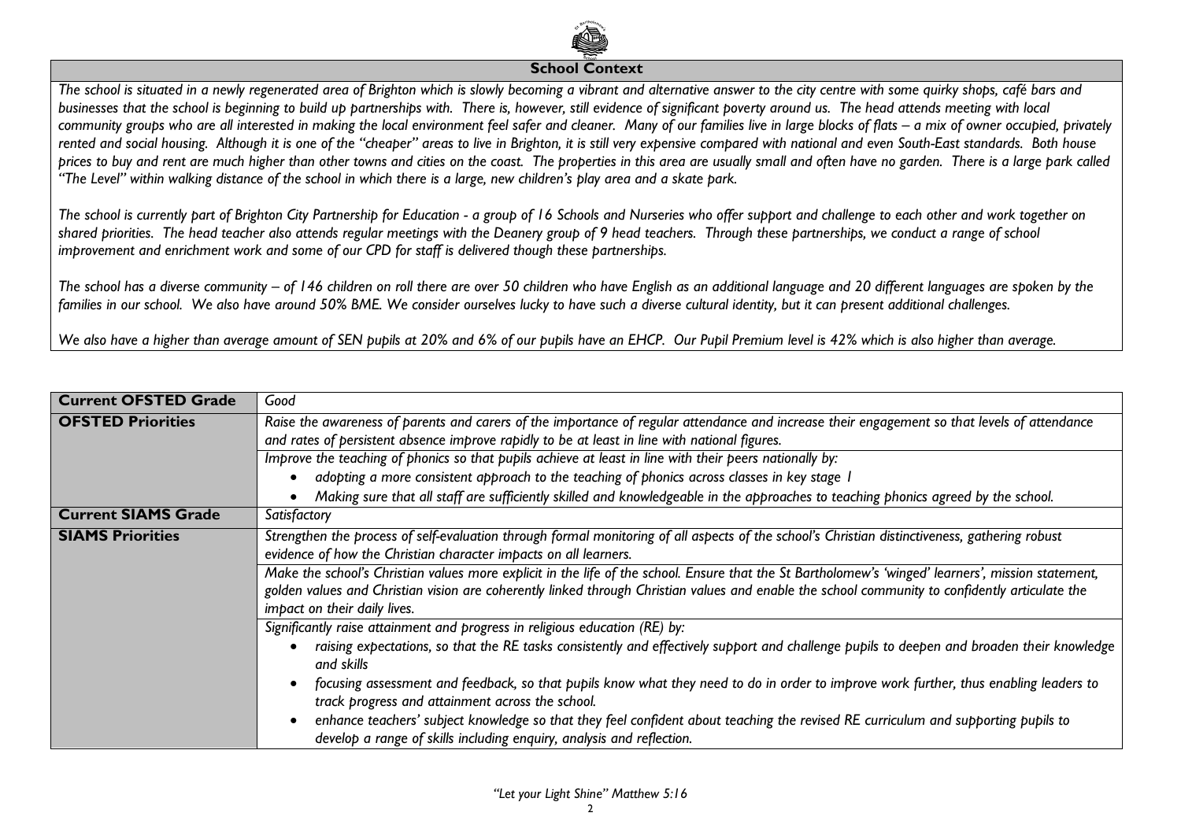## School Context

*The school is situated in a newly regenerated area of Brighton which is slowly becoming a vibrant and alternative answer to the city centre with some quirky shops, café bars and businesses that the school is beginning to build up partnerships with. There is, however, still evidence of significant poverty around us. The head attends meeting with local community groups who are all interested in making the local environment feel safer and cleaner. Many of our families live in large blocks of flats – a mix of owner occupied, privately rented and social housing. Although it is one of the "cheaper" areas to live in Brighton, it is still very expensive compared with national and even South-East standards. Both house prices to buy and rent are much higher than other towns and cities on the coast. The properties in this area are usually small and often have no garden. There is a large park called "The Level" within walking distance of the school in which there is a large, new children's play area and a skate park.*

*The school is currently part of Brighton City Partnership for Education - a group of 16 Schools and Nurseries who offer support and challenge to each other and work together on shared priorities. The head teacher also attends regular meetings with the Deanery group of 9 head teachers. Through these partnerships, we conduct a range of school improvement and enrichment work and some of our CPD for staff is delivered though these partnerships.*

*The school has a diverse community – of 146 children on roll there are over 50 children who have English as an additional language and 20 different languages are spoken by the families in our school. We also have around 50% BME. We consider ourselves lucky to have such a diverse cultural identity, but it can present additional challenges.*

*We also have a higher than average amount of SEN pupils at 20% and 6% of our pupils have an EHCP. Our Pupil Premium level is 42% which is also higher than average.*

| **Current OFSTED Grade** | *Good* |
|---|---|
| **OFSTED Priorities** | *Raise the awareness of parents and carers of the importance of regular attendance and increase their engagement so that levels of attendance and rates of persistent absence improve rapidly to be at least in line with national figures.* |
| | *Improve the teaching of phonics so that pupils achieve at least in line with their peers nationally by:* <br> • *adopting a more consistent approach to the teaching of phonics across classes in key stage 1* <br> • *Making sure that all staff are sufficiently skilled and knowledgeable in the approaches to teaching phonics agreed by the school.* |
| **Current SIAMS Grade** | *Satisfactory* |
| **SIAMS Priorities** | *Strengthen the process of self-evaluation through formal monitoring of all aspects of the school's Christian distinctiveness, gathering robust evidence of how the Christian character impacts on all learners.* |
| | *Make the school's Christian values more explicit in the life of the school. Ensure that the St Bartholomew's 'winged' learners', mission statement, golden values and Christian vision are coherently linked through Christian values and enable the school community to confidently articulate the impact on their daily lives.* |
| | *Significantly raise attainment and progress in religious education (RE) by:* <br> • *raising expectations, so that the RE tasks consistently and effectively support and challenge pupils to deepen and broaden their knowledge and skills* <br> • *focusing assessment and feedback, so that pupils know what they need to do in order to improve work further, thus enabling leaders to track progress and attainment across the school.* <br> • *enhance teachers' subject knowledge so that they feel confident about teaching the revised RE curriculum and supporting pupils to develop a range of skills including enquiry, analysis and reflection.* |

*"Let your Light Shine" Matthew 5:16*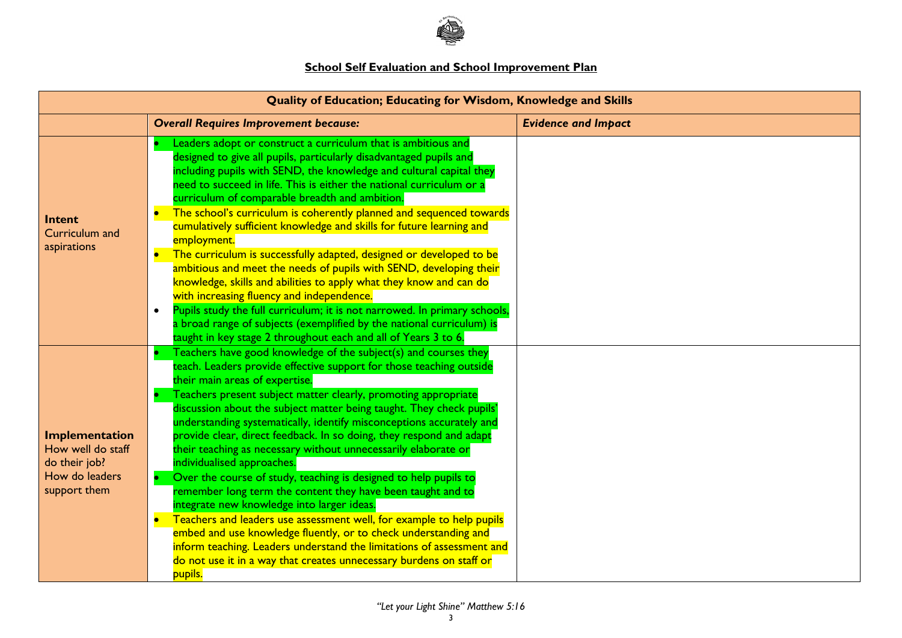## School Self Evaluation and School Improvement Plan

| Quality of Education; Educating for Wisdom, Knowledge and Skills | | |
|---|---|---|
| | ***Overall Requires Improvement because:*** | ***Evidence and Impact*** |
| **Intent**<br>Curriculum and aspirations | • Leaders adopt or construct a curriculum that is ambitious and designed to give all pupils, particularly disadvantaged pupils and including pupils with SEND, the knowledge and cultural capital they need to succeed in life. This is either the national curriculum or a curriculum of comparable breadth and ambition.<br>• The school's curriculum is coherently planned and sequenced towards cumulatively sufficient knowledge and skills for future learning and employment.<br>• The curriculum is successfully adapted, designed or developed to be ambitious and meet the needs of pupils with SEND, developing their knowledge, skills and abilities to apply what they know and can do with increasing fluency and independence.<br>• Pupils study the full curriculum; it is not narrowed. In primary schools, a broad range of subjects (exemplified by the national curriculum) is taught in key stage 2 throughout each and all of Years 3 to 6. | |
| **Implementation**<br>How well do staff do their job?<br>How do leaders support them | • Teachers have good knowledge of the subject(s) and courses they teach. Leaders provide effective support for those teaching outside their main areas of expertise.<br>• Teachers present subject matter clearly, promoting appropriate discussion about the subject matter being taught. They check pupils' understanding systematically, identify misconceptions accurately and provide clear, direct feedback. In so doing, they respond and adapt their teaching as necessary without unnecessarily elaborate or individualised approaches.<br>• Over the course of study, teaching is designed to help pupils to remember long term the content they have been taught and to integrate new knowledge into larger ideas.<br>• Teachers and leaders use assessment well, for example to help pupils embed and use knowledge fluently, or to check understanding and inform teaching. Leaders understand the limitations of assessment and do not use it in a way that creates unnecessary burdens on staff or pupils. | |

*"Let your Light Shine" Matthew 5:16*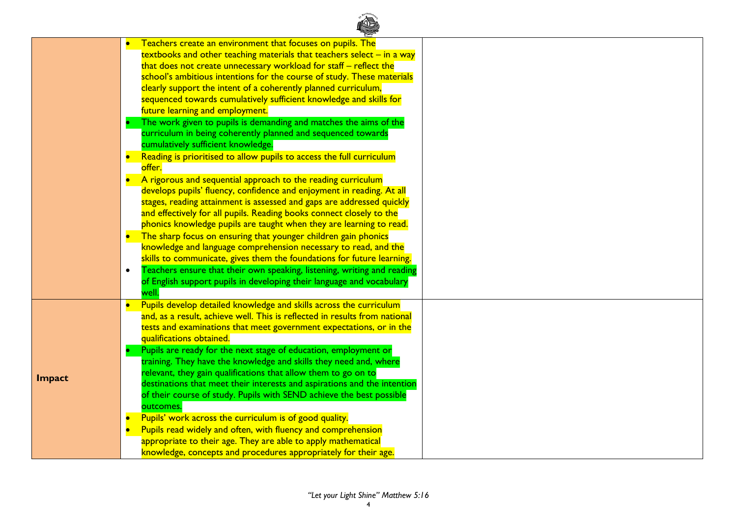| | | |
|---|---|---|
| | • Teachers create an environment that focuses on pupils. The textbooks and other teaching materials that teachers select – in a way that does not create unnecessary workload for staff – reflect the school's ambitious intentions for the course of study. These materials clearly support the intent of a coherently planned curriculum, sequenced towards cumulatively sufficient knowledge and skills for future learning and employment.<br>• The work given to pupils is demanding and matches the aims of the curriculum in being coherently planned and sequenced towards cumulatively sufficient knowledge.<br>• Reading is prioritised to allow pupils to access the full curriculum offer.<br>• A rigorous and sequential approach to the reading curriculum develops pupils' fluency, confidence and enjoyment in reading. At all stages, reading attainment is assessed and gaps are addressed quickly and effectively for all pupils. Reading books connect closely to the phonics knowledge pupils are taught when they are learning to read.<br>• The sharp focus on ensuring that younger children gain phonics knowledge and language comprehension necessary to read, and the skills to communicate, gives them the foundations for future learning.<br>• Teachers ensure that their own speaking, listening, writing and reading of English support pupils in developing their language and vocabulary well. | |
| **Impact** | • Pupils develop detailed knowledge and skills across the curriculum and, as a result, achieve well. This is reflected in results from national tests and examinations that meet government expectations, or in the qualifications obtained.<br>• Pupils are ready for the next stage of education, employment or training. They have the knowledge and skills they need and, where relevant, they gain qualifications that allow them to go on to destinations that meet their interests and aspirations and the intention of their course of study. Pupils with SEND achieve the best possible outcomes.<br>• Pupils' work across the curriculum is of good quality.<br>• Pupils read widely and often, with fluency and comprehension appropriate to their age. They are able to apply mathematical knowledge, concepts and procedures appropriately for their age. | |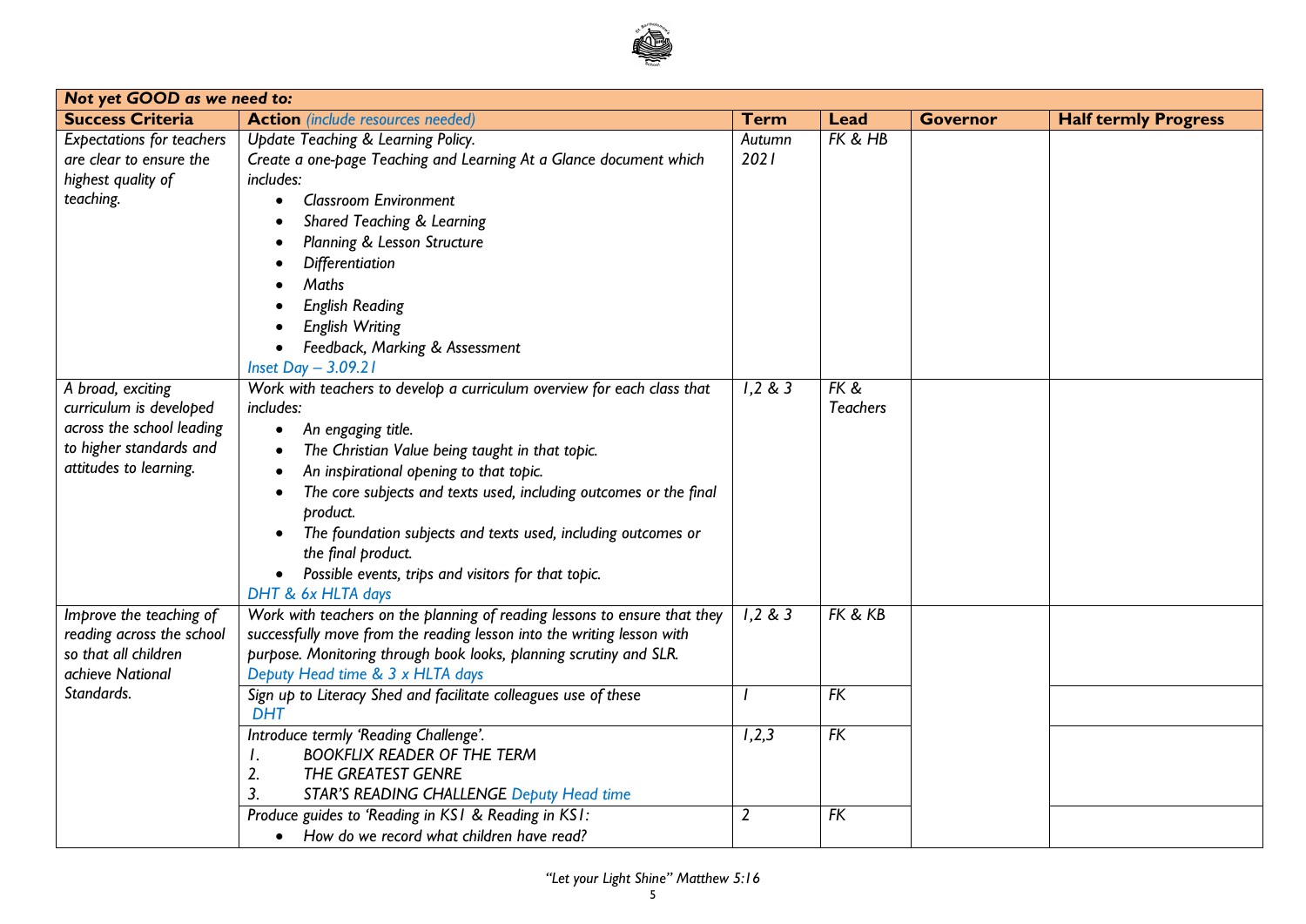| Not yet GOOD as we need to: | | | | | |
|---|---|---|---|---|---|
| **Success Criteria** | **Action** (include resources needed) | **Term** | **Lead** | **Governor** | **Half termly Progress** |
| *Expectations for teachers are clear to ensure the highest quality of teaching.* | *Update Teaching & Learning Policy.*<br>*Create a one-page Teaching and Learning At a Glance document which includes:*<br>• *Classroom Environment*<br>• *Shared Teaching & Learning*<br>• *Planning & Lesson Structure*<br>• *Differentiation*<br>• *Maths*<br>• *English Reading*<br>• *English Writing*<br>• *Feedback, Marking & Assessment*<br>*Inset Day – 3.09.21* | *Autumn 2021* | *FK & HB* | | |
| *A broad, exciting curriculum is developed across the school leading to higher standards and attitudes to learning.* | *Work with teachers to develop a curriculum overview for each class that includes:*<br>• *An engaging title.*<br>• *The Christian Value being taught in that topic.*<br>• *An inspirational opening to that topic.*<br>• *The core subjects and texts used, including outcomes or the final product.*<br>• *The foundation subjects and texts used, including outcomes or the final product.*<br>• *Possible events, trips and visitors for that topic.*<br>*DHT & 6x HLTA days* | *1,2 & 3* | *FK & Teachers* | | |
| *Improve the teaching of reading across the school so that all children achieve National Standards.* | *Work with teachers on the planning of reading lessons to ensure that they successfully move from the reading lesson into the writing lesson with purpose. Monitoring through book looks, planning scrutiny and SLR.*<br>*Deputy Head time & 3 x HLTA days* | *1,2 & 3* | *FK & KB* | | |
| | *Sign up to Literacy Shed and facilitate colleagues use of these*<br>*DHT* | *1* | *FK* | | |
| | *Introduce termly 'Reading Challenge'.*<br>1. *BOOKFLIX READER OF THE TERM*<br>2. *THE GREATEST GENRE*<br>3. *STAR'S READING CHALLENGE Deputy Head time* | *1,2,3* | *FK* | | |
| | *Produce guides to 'Reading in KS1 & Reading in KS1:*<br>• *How do we record what children have read?* | *2* | *FK* | | |

*"Let your Light Shine" Matthew 5:16*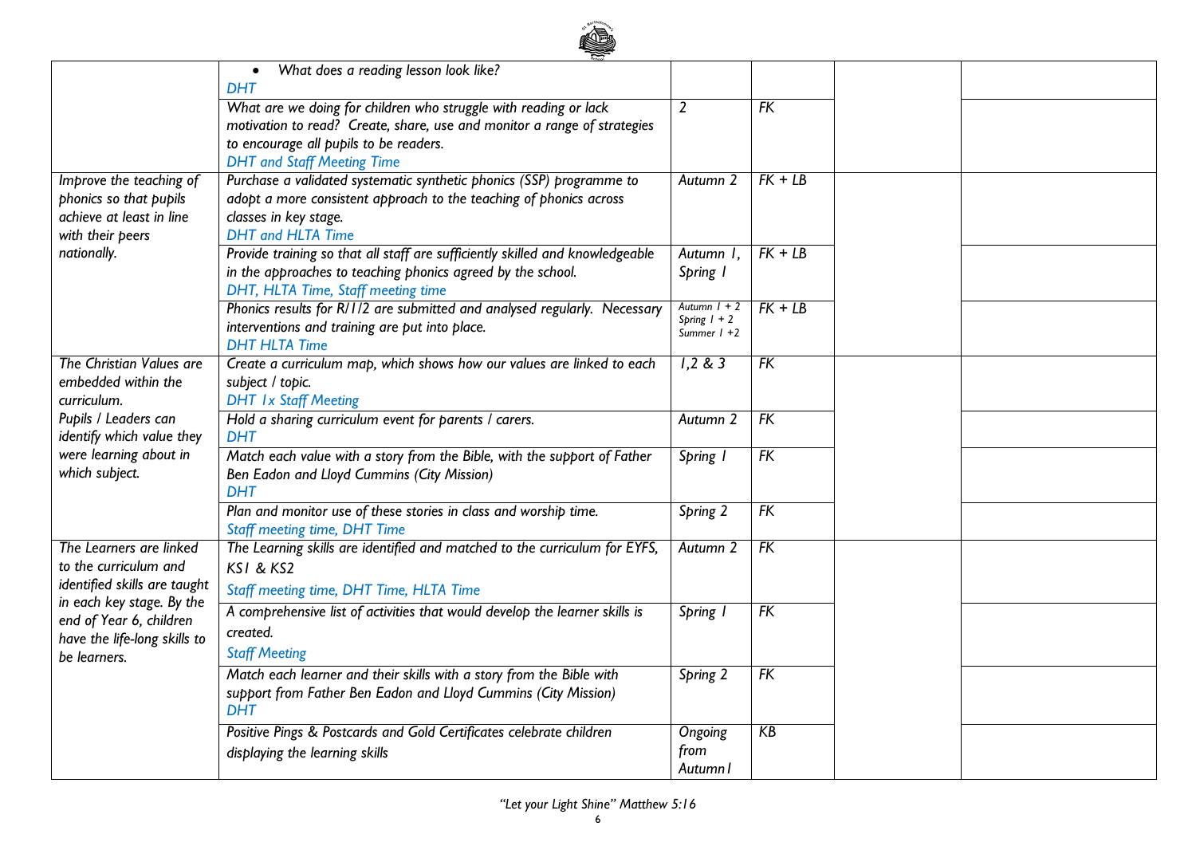| | | | | | |
|---|---|---|---|---|---|
| | • What does a reading lesson look like?<br>DHT | | | | |
| | What are we doing for children who struggle with reading or lack motivation to read? Create, share, use and monitor a range of strategies to encourage all pupils to be readers.<br>DHT and Staff Meeting Time | 2 | FK | | |
| Improve the teaching of phonics so that pupils achieve at least in line with their peers nationally. | Purchase a validated systematic synthetic phonics (SSP) programme to adopt a more consistent approach to the teaching of phonics across classes in key stage.<br>DHT and HLTA Time | Autumn 2 | FK + LB | | |
| | Provide training so that all staff are sufficiently skilled and knowledgeable in the approaches to teaching phonics agreed by the school.<br>DHT, HLTA Time, Staff meeting time | Autumn 1, Spring 1 | FK + LB | | |
| | Phonics results for R/1/2 are submitted and analysed regularly. Necessary interventions and training are put into place.<br>DHT HLTA Time | Autumn 1 + 2<br>Spring 1 + 2<br>Summer 1 +2 | FK + LB | | |
| The Christian Values are embedded within the curriculum.<br>Pupils / Leaders can identify which value they were learning about in which subject. | Create a curriculum map, which shows how our values are linked to each subject / topic.<br>DHT 1x Staff Meeting | 1,2 & 3 | FK | | |
| | Hold a sharing curriculum event for parents / carers.<br>DHT | Autumn 2 | FK | | |
| | Match each value with a story from the Bible, with the support of Father Ben Eadon and Lloyd Cummins (City Mission)<br>DHT | Spring 1 | FK | | |
| | Plan and monitor use of these stories in class and worship time.<br>Staff meeting time, DHT Time | Spring 2 | FK | | |
| The Learners are linked to the curriculum and identified skills are taught in each key stage. By the end of Year 6, children have the life-long skills to be learners. | The Learning skills are identified and matched to the curriculum for EYFS, KS1 & KS2<br>Staff meeting time, DHT Time, HLTA Time | Autumn 2 | FK | | |
| | A comprehensive list of activities that would develop the learner skills is created.<br>Staff Meeting | Spring 1 | FK | | |
| | Match each learner and their skills with a story from the Bible with support from Father Ben Eadon and Lloyd Cummins (City Mission)<br>DHT | Spring 2 | FK | | |
| | Positive Pings & Postcards and Gold Certificates celebrate children displaying the learning skills | Ongoing from Autumn1 | KB | | |

*"Let your Light Shine" Matthew 5:16*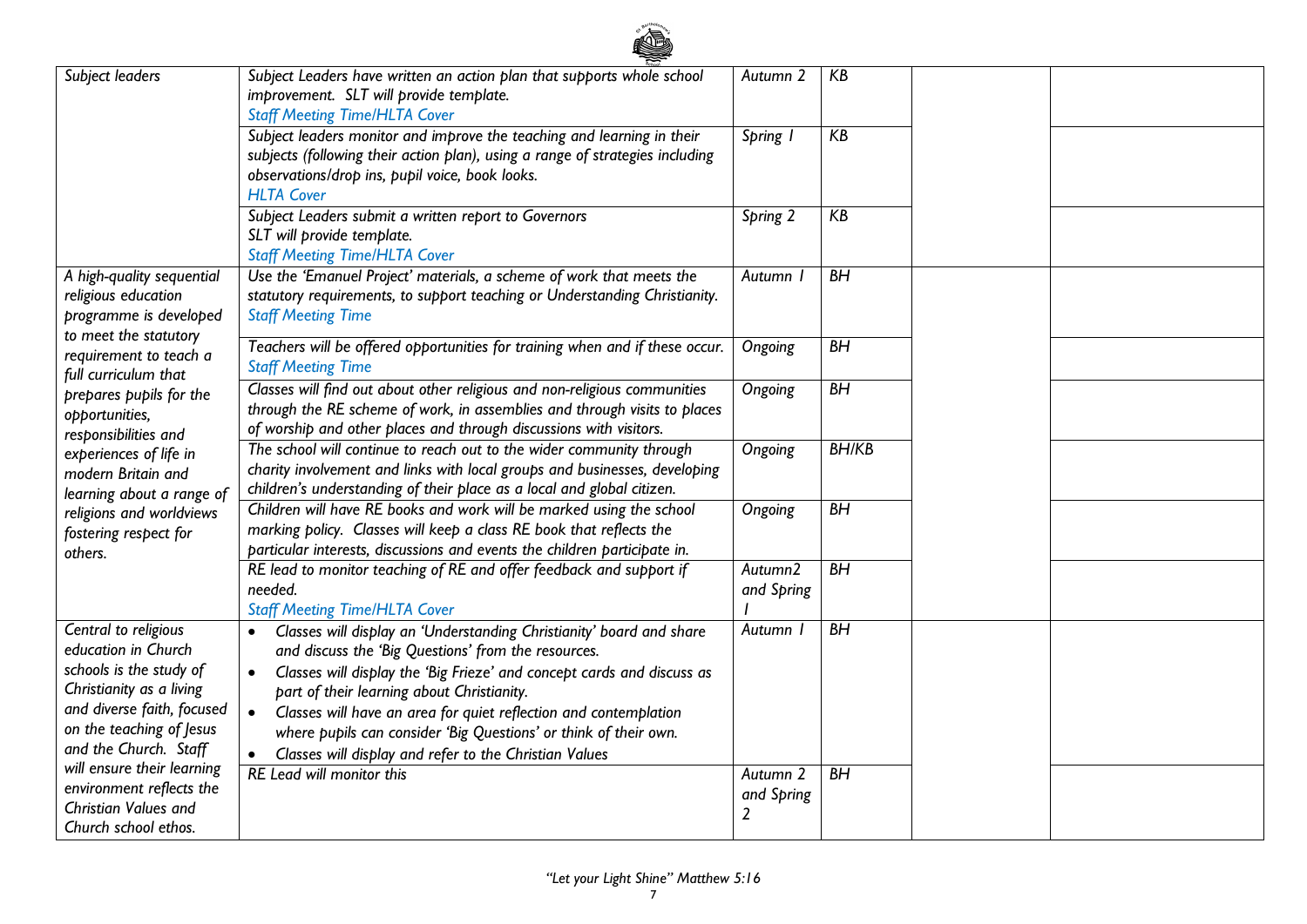| | | | | | |
|---|---|---|---|---|---|
| *Subject leaders* | *Subject Leaders have written an action plan that supports whole school improvement. SLT will provide template.*<br>*Staff Meeting Time/HLTA Cover* | *Autumn 2* | *KB* | | |
| | *Subject leaders monitor and improve the teaching and learning in their subjects (following their action plan), using a range of strategies including observations/drop ins, pupil voice, book looks.*<br>*HLTA Cover* | *Spring 1* | *KB* | | |
| | *Subject Leaders submit a written report to Governors*<br>*SLT will provide template.*<br>*Staff Meeting Time/HLTA Cover* | *Spring 2* | *KB* | | |
| *A high-quality sequential religious education programme is developed to meet the statutory requirement to teach a full curriculum that prepares pupils for the opportunities, responsibilities and experiences of life in modern Britain and learning about a range of religions and worldviews fostering respect for others.* | *Use the 'Emanuel Project' materials, a scheme of work that meets the statutory requirements, to support teaching or Understanding Christianity.*<br>*Staff Meeting Time* | *Autumn 1* | *BH* | | |
| | *Teachers will be offered opportunities for training when and if these occur.*<br>*Staff Meeting Time* | *Ongoing* | *BH* | | |
| | *Classes will find out about other religious and non-religious communities through the RE scheme of work, in assemblies and through visits to places of worship and other places and through discussions with visitors.* | *Ongoing* | *BH* | | |
| | *The school will continue to reach out to the wider community through charity involvement and links with local groups and businesses, developing children's understanding of their place as a local and global citizen.* | *Ongoing* | *BH/KB* | | |
| | *Children will have RE books and work will be marked using the school marking policy. Classes will keep a class RE book that reflects the particular interests, discussions and events the children participate in.* | *Ongoing* | *BH* | | |
| | *RE lead to monitor teaching of RE and offer feedback and support if needed.*<br>*Staff Meeting Time/HLTA Cover* | *Autumn2 and Spring 1* | *BH* | | |
| *Central to religious education in Church schools is the study of Christianity as a living and diverse faith, focused on the teaching of Jesus and the Church. Staff will ensure their learning environment reflects the Christian Values and Church school ethos.* | • *Classes will display an 'Understanding Christianity' board and share and discuss the 'Big Questions' from the resources.*<br>• *Classes will display the 'Big Frieze' and concept cards and discuss as part of their learning about Christianity.*<br>• *Classes will have an area for quiet reflection and contemplation where pupils can consider 'Big Questions' or think of their own.*<br>• *Classes will display and refer to the Christian Values* | *Autumn 1* | *BH* | | |
| | *RE Lead will monitor this* | *Autumn 2 and Spring 2* | *BH* | | |

*"Let your Light Shine" Matthew 5:16*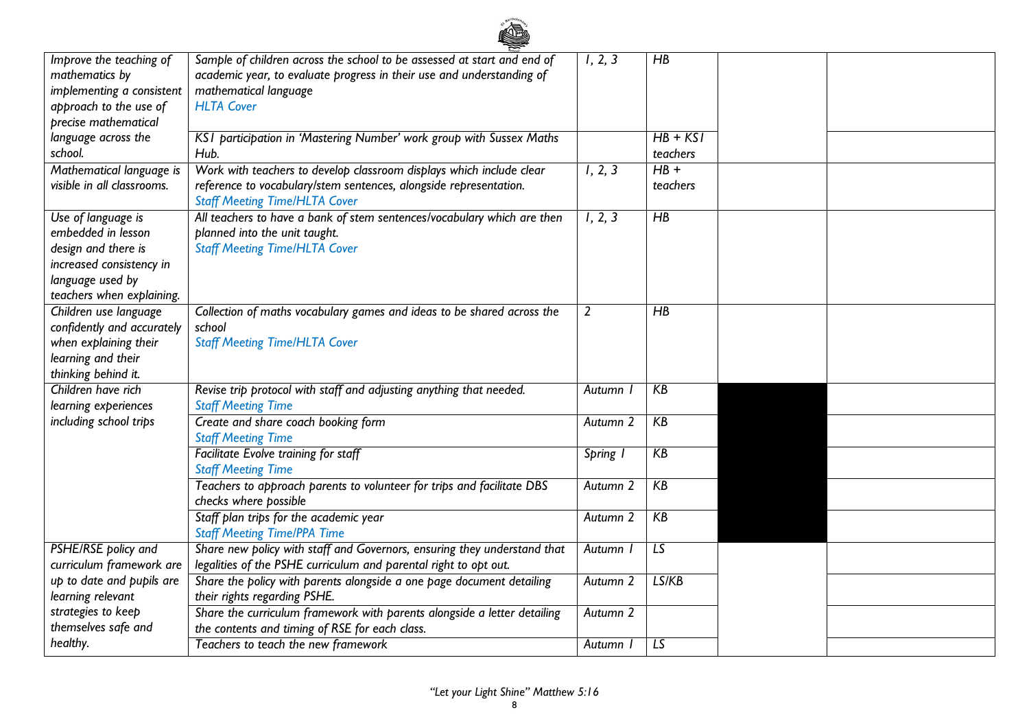| | | | | | |
|---|---|---|---|---|---|
| *Improve the teaching of mathematics by implementing a consistent approach to the use of precise mathematical language across the school.* | *Sample of children across the school to be assessed at start and end of academic year, to evaluate progress in their use and understanding of mathematical language* *HLTA Cover* | *1, 2, 3* | *HB* | | |
| | *KS1 participation in 'Mastering Number' work group with Sussex Maths Hub.* | | *HB + KS1 teachers* | | |
| *Mathematical language is visible in all classrooms.* | *Work with teachers to develop classroom displays which include clear reference to vocabulary/stem sentences, alongside representation.* *Staff Meeting Time/HLTA Cover* | *1, 2, 3* | *HB + teachers* | | |
| *Use of language is embedded in lesson design and there is increased consistency in language used by teachers when explaining.* | *All teachers to have a bank of stem sentences/vocabulary which are then planned into the unit taught.* *Staff Meeting Time/HLTA Cover* | *1, 2, 3* | *HB* | | |
| *Children use language confidently and accurately when explaining their learning and their thinking behind it.* | *Collection of maths vocabulary games and ideas to be shared across the school* *Staff Meeting Time/HLTA Cover* | *2* | *HB* | | |
| *Children have rich learning experiences including school trips* | *Revise trip protocol with staff and adjusting anything that needed.* *Staff Meeting Time* | *Autumn 1* | *KB* | | |
| | *Create and share coach booking form* *Staff Meeting Time* | *Autumn 2* | *KB* | | |
| | *Facilitate Evolve training for staff* *Staff Meeting Time* | *Spring 1* | *KB* | | |
| | *Teachers to approach parents to volunteer for trips and facilitate DBS checks where possible* | *Autumn 2* | *KB* | | |
| | *Staff plan trips for the academic year* *Staff Meeting Time/PPA Time* | *Autumn 2* | *KB* | | |
| *PSHE/RSE policy and curriculum framework are up to date and pupils are learning relevant strategies to keep themselves safe and healthy.* | *Share new policy with staff and Governors, ensuring they understand that legalities of the PSHE curriculum and parental right to opt out.* | *Autumn 1* | *LS* | | |
| | *Share the policy with parents alongside a one page document detailing their rights regarding PSHE.* | *Autumn 2* | *LS/KB* | | |
| | *Share the curriculum framework with parents alongside a letter detailing the contents and timing of RSE for each class.* | *Autumn 2* | | | |
| | *Teachers to teach the new framework* | *Autumn 1* | *LS* | | |

*"Let your Light Shine" Matthew 5:16*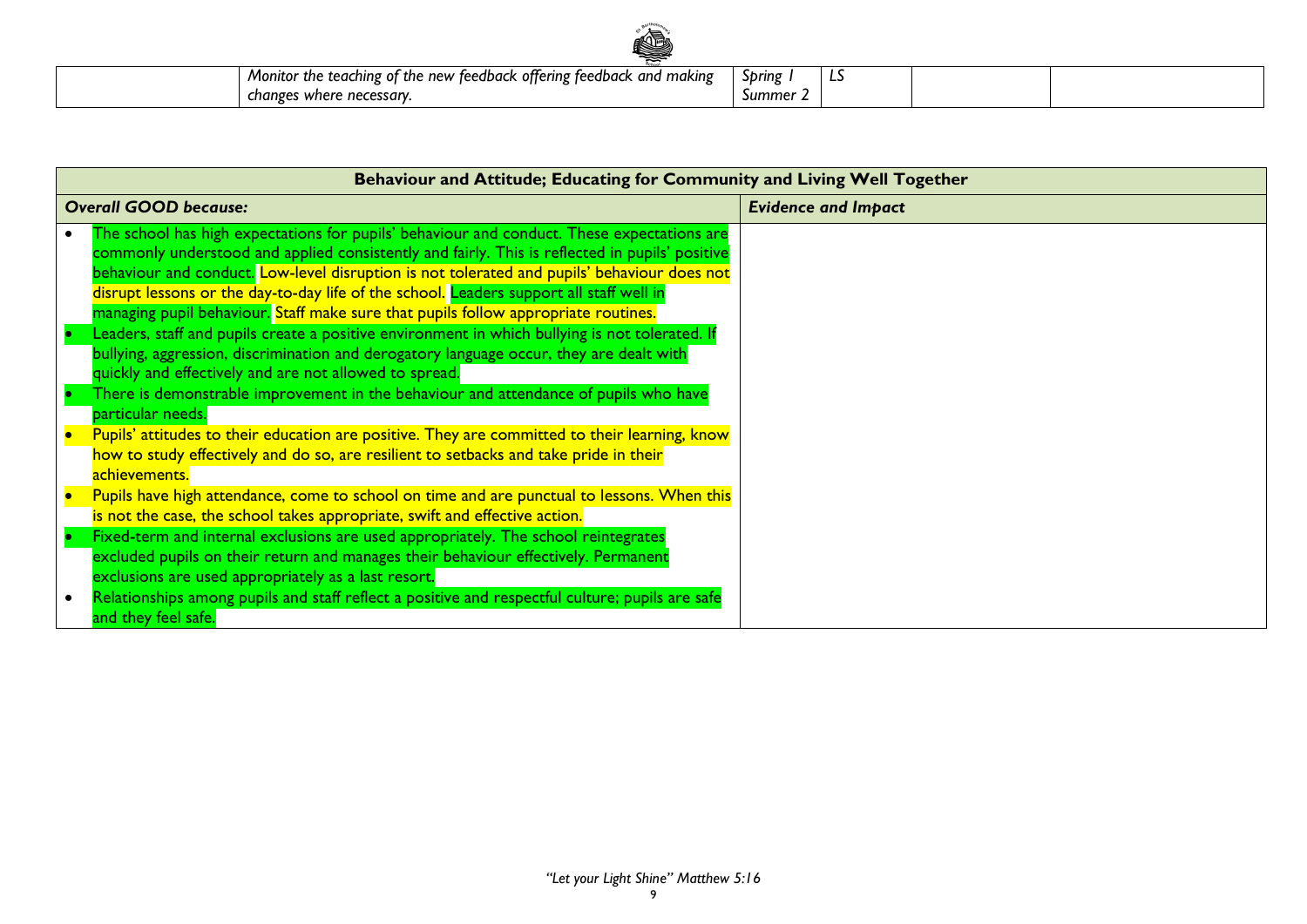| | Monitor the teaching of the new feedback offering feedback and making changes where necessary. | Spring 1<br>Summer 2 | LS | | |
|---|---|---|---|---|---|

| Behaviour and Attitude; Educating for Community and Living Well Together | |
|---|---|
| ***Overall GOOD because:*** | ***Evidence and Impact*** |
| • The school has high expectations for pupils' behaviour and conduct. These expectations are commonly understood and applied consistently and fairly. This is reflected in pupils' positive behaviour and conduct. Low-level disruption is not tolerated and pupils' behaviour does not disrupt lessons or the day-to-day life of the school. Leaders support all staff well in managing pupil behaviour. Staff make sure that pupils follow appropriate routines.<br>• Leaders, staff and pupils create a positive environment in which bullying is not tolerated. If bullying, aggression, discrimination and derogatory language occur, they are dealt with quickly and effectively and are not allowed to spread.<br>• There is demonstrable improvement in the behaviour and attendance of pupils who have particular needs.<br>• Pupils' attitudes to their education are positive. They are committed to their learning, know how to study effectively and do so, are resilient to setbacks and take pride in their achievements.<br>• Pupils have high attendance, come to school on time and are punctual to lessons. When this is not the case, the school takes appropriate, swift and effective action.<br>• Fixed-term and internal exclusions are used appropriately. The school reintegrates excluded pupils on their return and manages their behaviour effectively. Permanent exclusions are used appropriately as a last resort.<br>• Relationships among pupils and staff reflect a positive and respectful culture; pupils are safe and they feel safe. | |

*"Let your Light Shine" Matthew 5:16*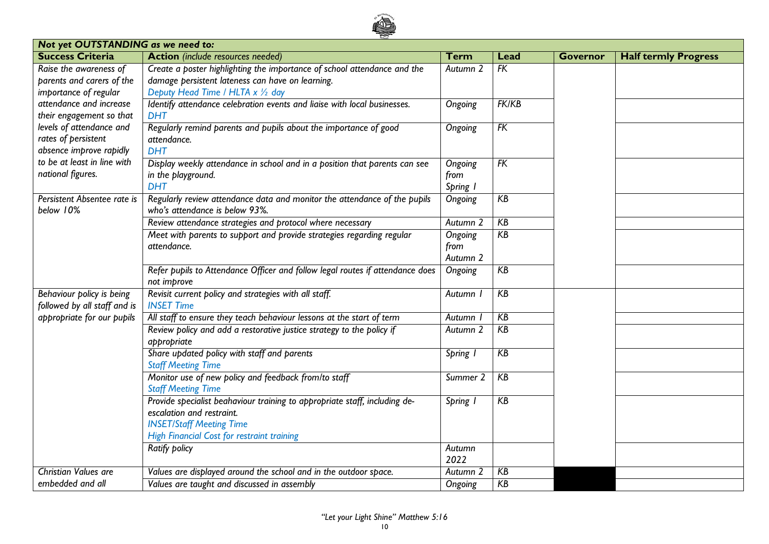| *Not yet OUTSTANDING as we need to:* | | | | | |
|---|---|---|---|---|---|
| **Success Criteria** | **Action** *(include resources needed)* | **Term** | **Lead** | **Governor** | **Half termly Progress** |
| *Raise the awareness of parents and carers of the importance of regular attendance and increase their engagement so that levels of attendance and rates of persistent absence improve rapidly to be at least in line with national figures.* | *Create a poster highlighting the importance of school attendance and the damage persistent lateness can have on learning.* *Deputy Head Time / HLTA x ½ day* | *Autumn 2* | *FK* | | |
| | *Identify attendance celebration events and liaise with local businesses.* *DHT* | *Ongoing* | *FK/KB* | | |
| | *Regularly remind parents and pupils about the importance of good attendance.* *DHT* | *Ongoing* | *FK* | | |
| | *Display weekly attendance in school and in a position that parents can see in the playground.* *DHT* | *Ongoing from Spring 1* | *FK* | | |
| *Persistent Absentee rate is below 10%* | *Regularly review attendance data and monitor the attendance of the pupils who's attendance is below 93%.* | *Ongoing* | *KB* | | |
| | *Review attendance strategies and protocol where necessary* | *Autumn 2* | *KB* | | |
| | *Meet with parents to support and provide strategies regarding regular attendance.* | *Ongoing from Autumn 2* | *KB* | | |
| | *Refer pupils to Attendance Officer and follow legal routes if attendance does not improve* | *Ongoing* | *KB* | | |
| *Behaviour policy is being followed by all staff and is appropriate for our pupils* | *Revisit current policy and strategies with all staff.* *INSET Time* | *Autumn 1* | *KB* | | |
| | *All staff to ensure they teach behaviour lessons at the start of term* | *Autumn 1* | *KB* | | |
| | *Review policy and add a restorative justice strategy to the policy if appropriate* | *Autumn 2* | *KB* | | |
| | *Share updated policy with staff and parents* *Staff Meeting Time* | *Spring 1* | *KB* | | |
| | *Monitor use of new policy and feedback from/to staff* *Staff Meeting Time* | *Summer 2* | *KB* | | |
| | *Provide specialist beahaviour training to appropriate staff, including de-escalation and restraint.* *INSET/Staff Meeting Time* *High Financial Cost for restraint training* | *Spring 1* | *KB* | | |
| | *Ratify policy* | *Autumn 2022* | | | |
| *Christian Values are embedded and all* | *Values are displayed around the school and in the outdoor space.* | *Autumn 2* | *KB* | | |
| | *Values are taught and discussed in assembly* | *Ongoing* | *KB* | | |

*"Let your Light Shine" Matthew 5:16*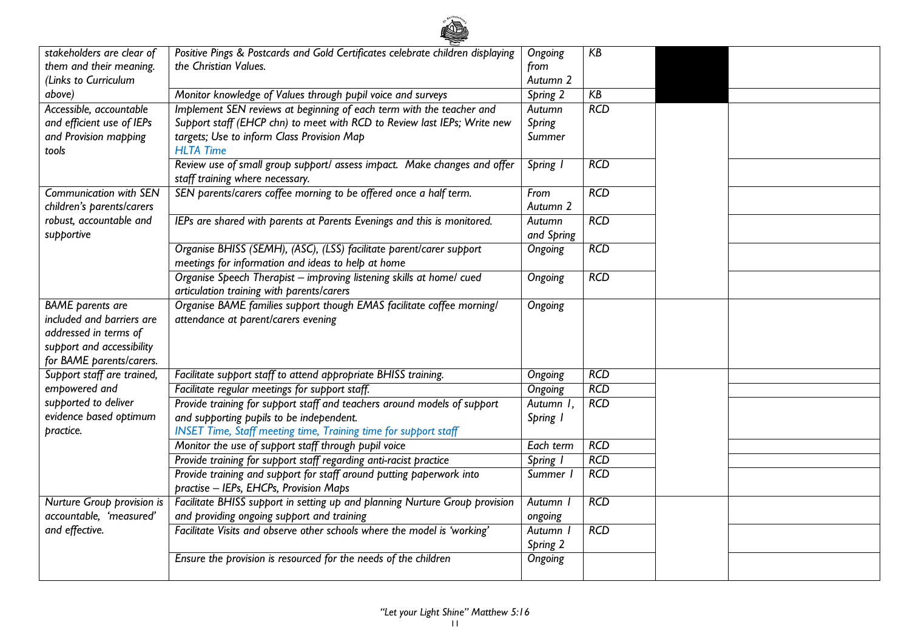| | | | | | |
|---|---|---|---|---|---|
| *stakeholders are clear of them and their meaning. (Links to Curriculum above)* | *Positive Pings & Postcards and Gold Certificates celebrate children displaying the Christian Values.* | *Ongoing from Autumn 2* | *KB* | | |
| | *Monitor knowledge of Values through pupil voice and surveys* | *Spring 2* | *KB* | | |
| *Accessible, accountable and efficient use of IEPs and Provision mapping tools* | *Implement SEN reviews at beginning of each term with the teacher and Support staff (EHCP chn) to meet with RCD to Review last IEPs; Write new targets; Use to inform Class Provision Map* *HLTA Time* | *Autumn Spring Summer* | *RCD* | | |
| | *Review use of small group support/ assess impact. Make changes and offer staff training where necessary.* | *Spring 1* | *RCD* | | |
| *Communication with SEN children's parents/carers robust, accountable and supportive* | *SEN parents/carers coffee morning to be offered once a half term.* | *From Autumn 2* | *RCD* | | |
| | *IEPs are shared with parents at Parents Evenings and this is monitored.* | *Autumn and Spring* | *RCD* | | |
| | *Organise BHISS (SEMH), (ASC), (LSS) facilitate parent/carer support meetings for information and ideas to help at home* | *Ongoing* | *RCD* | | |
| | *Organise Speech Therapist – improving listening skills at home/ cued articulation training with parents/carers* | *Ongoing* | *RCD* | | |
| *BAME parents are included and barriers are addressed in terms of support and accessibility for BAME parents/carers.* | *Organise BAME families support though EMAS facilitate coffee morning/ attendance at parent/carers evening* | *Ongoing* | | | |
| *Support staff are trained, empowered and supported to deliver evidence based optimum practice.* | *Facilitate support staff to attend appropriate BHISS training.* | *Ongoing* | *RCD* | | |
| | *Facilitate regular meetings for support staff.* | *Ongoing* | *RCD* | | |
| | *Provide training for support staff and teachers around models of support and supporting pupils to be independent.* *INSET Time, Staff meeting time, Training time for support staff* | *Autumn 1, Spring 1* | *RCD* | | |
| | *Monitor the use of support staff through pupil voice* | *Each term* | *RCD* | | |
| | *Provide training for support staff regarding anti-racist practice* | *Spring 1* | *RCD* | | |
| | *Provide training and support for staff around putting paperwork into practise – IEPs, EHCPs, Provision Maps* | *Summer 1* | *RCD* | | |
| *Nurture Group provision is accountable, 'measured' and effective.* | *Facilitate BHISS support in setting up and planning Nurture Group provision and providing ongoing support and training* | *Autumn 1 ongoing* | *RCD* | | |
| | *Facilitate Visits and observe other schools where the model is 'working'* | *Autumn 1 Spring 2* | *RCD* | | |
| | *Ensure the provision is resourced for the needs of the children* | *Ongoing* | | | |

*"Let your Light Shine" Matthew 5:16*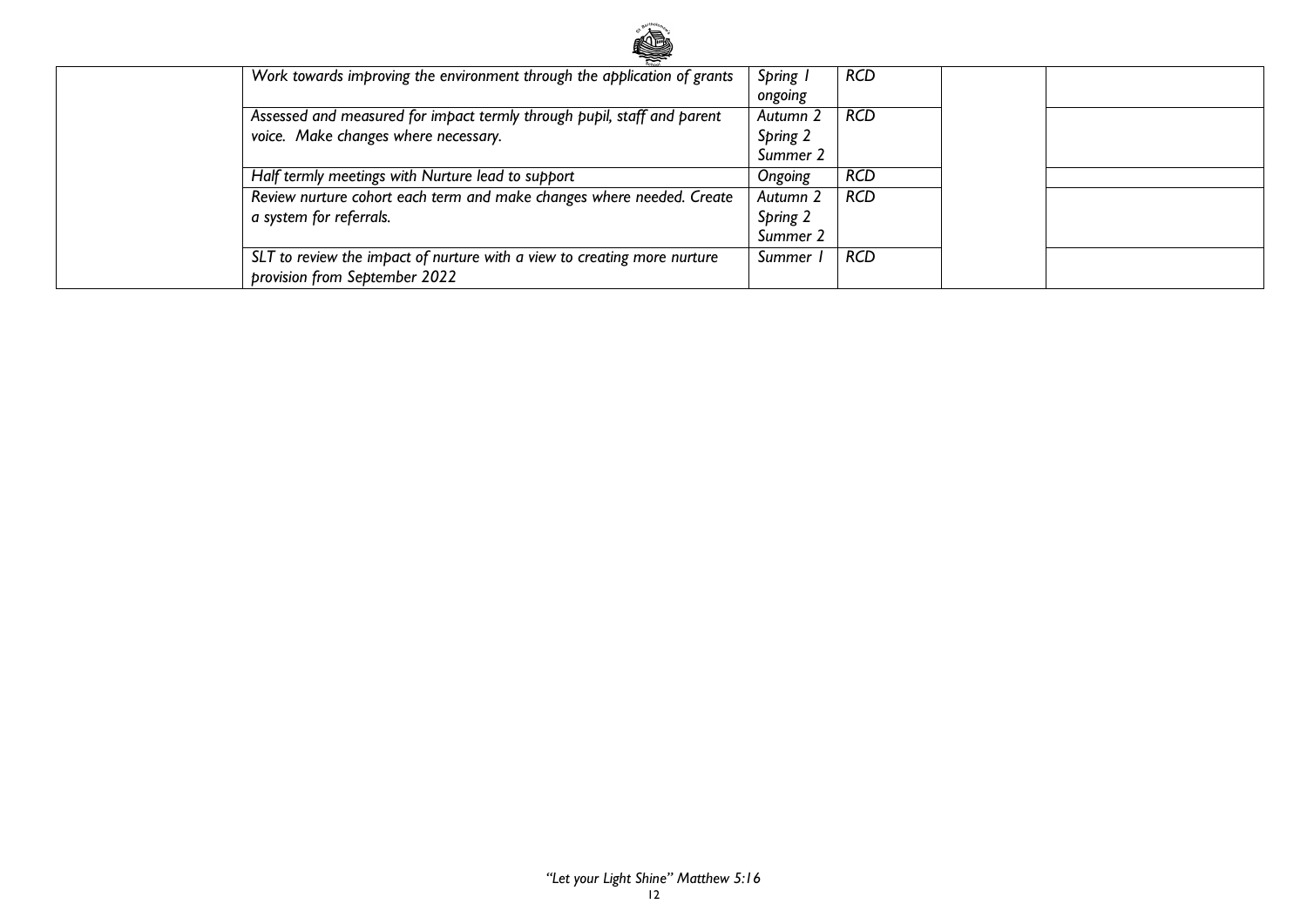| | | | | | |
|---|---|---|---|---|---|
| | *Work towards improving the environment through the application of grants* | *Spring 1 ongoing* | *RCD* | | |
| | *Assessed and measured for impact termly through pupil, staff and parent voice. Make changes where necessary.* | *Autumn 2 Spring 2 Summer 2* | *RCD* | | |
| | *Half termly meetings with Nurture lead to support* | *Ongoing* | *RCD* | | |
| | *Review nurture cohort each term and make changes where needed. Create a system for referrals.* | *Autumn 2 Spring 2 Summer 2* | *RCD* | | |
| | *SLT to review the impact of nurture with a view to creating more nurture provision from September 2022* | *Summer 1* | *RCD* | | |

*"Let your Light Shine" Matthew 5:16*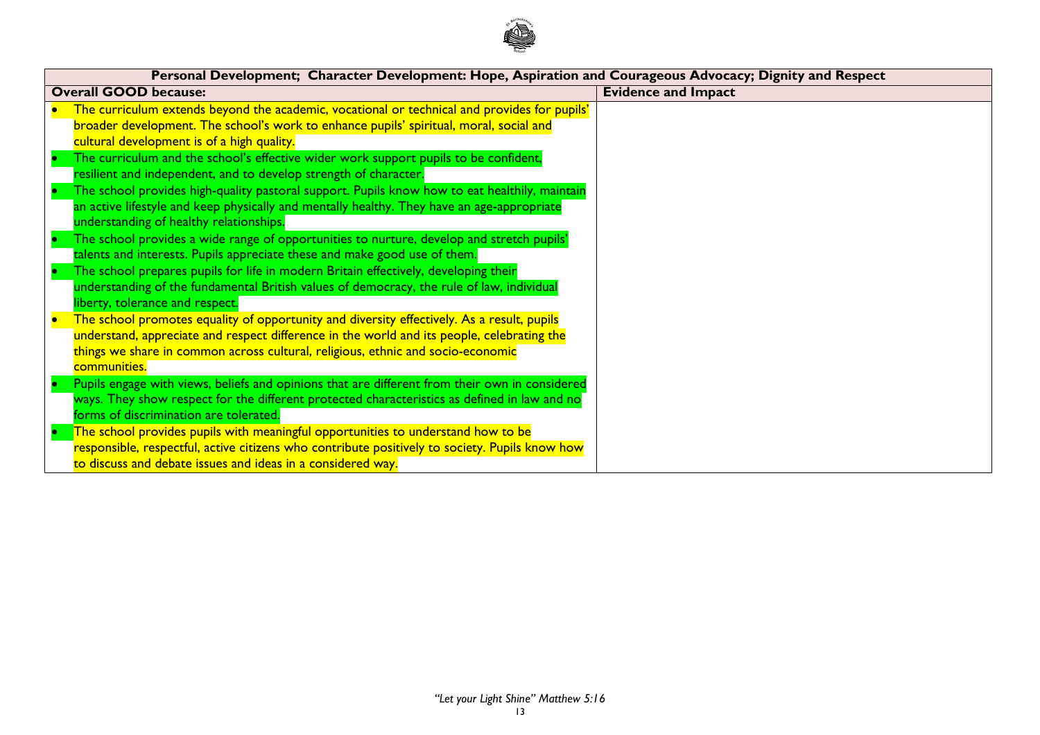| Personal Development; Character Development: Hope, Aspiration and Courageous Advocacy; Dignity and Respect | |
|---|---|
| **Overall GOOD because:** | **Evidence and Impact** |
| • The curriculum extends beyond the academic, vocational or technical and provides for pupils' broader development. The school's work to enhance pupils' spiritual, moral, social and cultural development is of a high quality.<br>• The curriculum and the school's effective wider work support pupils to be confident, resilient and independent, and to develop strength of character.<br>• The school provides high-quality pastoral support. Pupils know how to eat healthily, maintain an active lifestyle and keep physically and mentally healthy. They have an age-appropriate understanding of healthy relationships.<br>• The school provides a wide range of opportunities to nurture, develop and stretch pupils' talents and interests. Pupils appreciate these and make good use of them.<br>• The school prepares pupils for life in modern Britain effectively, developing their understanding of the fundamental British values of democracy, the rule of law, individual liberty, tolerance and respect.<br>• The school promotes equality of opportunity and diversity effectively. As a result, pupils understand, appreciate and respect difference in the world and its people, celebrating the things we share in common across cultural, religious, ethnic and socio-economic communities.<br>• Pupils engage with views, beliefs and opinions that are different from their own in considered ways. They show respect for the different protected characteristics as defined in law and no forms of discrimination are tolerated.<br>• The school provides pupils with meaningful opportunities to understand how to be responsible, respectful, active citizens who contribute positively to society. Pupils know how to discuss and debate issues and ideas in a considered way. | |

*"Let your Light Shine" Matthew 5:16*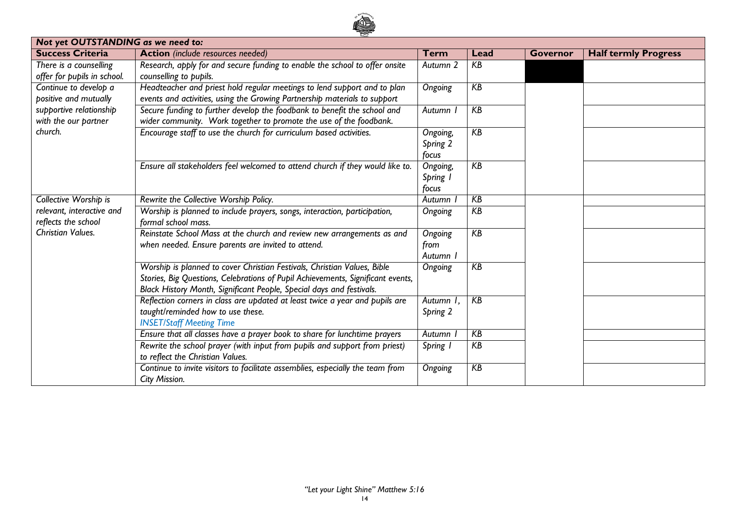| ***Not yet OUTSTANDING as we need to:*** | | | | | |
|---|---|---|---|---|---|
| **Success Criteria** | **Action** *(include resources needed)* | **Term** | **Lead** | **Governor** | **Half termly Progress** |
| *There is a counselling offer for pupils in school.* | *Research, apply for and secure funding to enable the school to offer onsite counselling to pupils.* | *Autumn 2* | *KB* | | |
| *Continue to develop a positive and mutually supportive relationship with the our partner church.* | *Headteacher and priest hold regular meetings to lend support and to plan events and activities, using the Growing Partnership materials to support* | *Ongoing* | *KB* | | |
| | *Secure funding to further develop the foodbank to benefit the school and wider community. Work together to promote the use of the foodbank.* | *Autumn 1* | *KB* | | |
| | *Encourage staff to use the church for curriculum based activities.* | *Ongoing, Spring 2 focus* | *KB* | | |
| | *Ensure all stakeholders feel welcomed to attend church if they would like to.* | *Ongoing, Spring 1 focus* | *KB* | | |
| *Collective Worship is relevant, interactive and reflects the school Christian Values.* | *Rewrite the Collective Worship Policy.* | *Autumn 1* | *KB* | | |
| | *Worship is planned to include prayers, songs, interaction, participation, formal school mass.* | *Ongoing* | *KB* | | |
| | *Reinstate School Mass at the church and review new arrangements as and when needed. Ensure parents are invited to attend.* | *Ongoing from Autumn 1* | *KB* | | |
| | *Worship is planned to cover Christian Festivals, Christian Values, Bible Stories, Big Questions, Celebrations of Pupil Achievements, Significant events, Black History Month, Significant People, Special days and festivals.* | *Ongoing* | *KB* | | |
| | *Reflection corners in class are updated at least twice a year and pupils are taught/reminded how to use these.* *INSET/Staff Meeting Time* | *Autumn 1, Spring 2* | *KB* | | |
| | *Ensure that all classes have a prayer book to share for lunchtime prayers* | *Autumn 1* | *KB* | | |
| | *Rewrite the school prayer (with input from pupils and support from priest) to reflect the Christian Values.* | *Spring 1* | *KB* | | |
| | *Continue to invite visitors to facilitate assemblies, especially the team from City Mission.* | *Ongoing* | *KB* | | |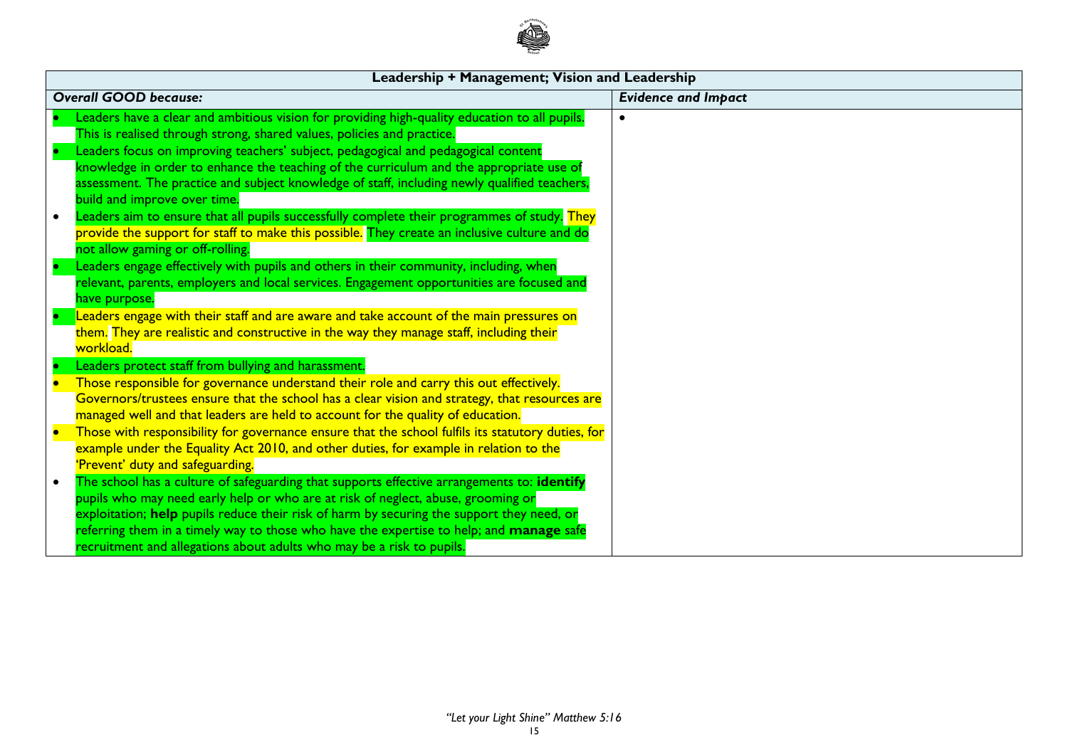| Leadership + Management; Vision and Leadership | |
|---|---|
| ***Overall GOOD because:*** | ***Evidence and Impact*** |
| • Leaders have a clear and ambitious vision for providing high-quality education to all pupils. This is realised through strong, shared values, policies and practice.<br>• Leaders focus on improving teachers' subject, pedagogical and pedagogical content knowledge in order to enhance the teaching of the curriculum and the appropriate use of assessment. The practice and subject knowledge of staff, including newly qualified teachers, build and improve over time.<br>• Leaders aim to ensure that all pupils successfully complete their programmes of study. They provide the support for staff to make this possible. They create an inclusive culture and do not allow gaming or off-rolling.<br>• Leaders engage effectively with pupils and others in their community, including, when relevant, parents, employers and local services. Engagement opportunities are focused and have purpose.<br>• Leaders engage with their staff and are aware and take account of the main pressures on them. They are realistic and constructive in the way they manage staff, including their workload.<br>• Leaders protect staff from bullying and harassment.<br>• Those responsible for governance understand their role and carry this out effectively. Governors/trustees ensure that the school has a clear vision and strategy, that resources are managed well and that leaders are held to account for the quality of education.<br>• Those with responsibility for governance ensure that the school fulfils its statutory duties, for example under the Equality Act 2010, and other duties, for example in relation to the 'Prevent' duty and safeguarding.<br>• The school has a culture of safeguarding that supports effective arrangements to: **identify** pupils who may need early help or who are at risk of neglect, abuse, grooming or exploitation; **help** pupils reduce their risk of harm by securing the support they need, or referring them in a timely way to those who have the expertise to help; and **manage** safe recruitment and allegations about adults who may be a risk to pupils. | • |

*"Let your Light Shine" Matthew 5:16*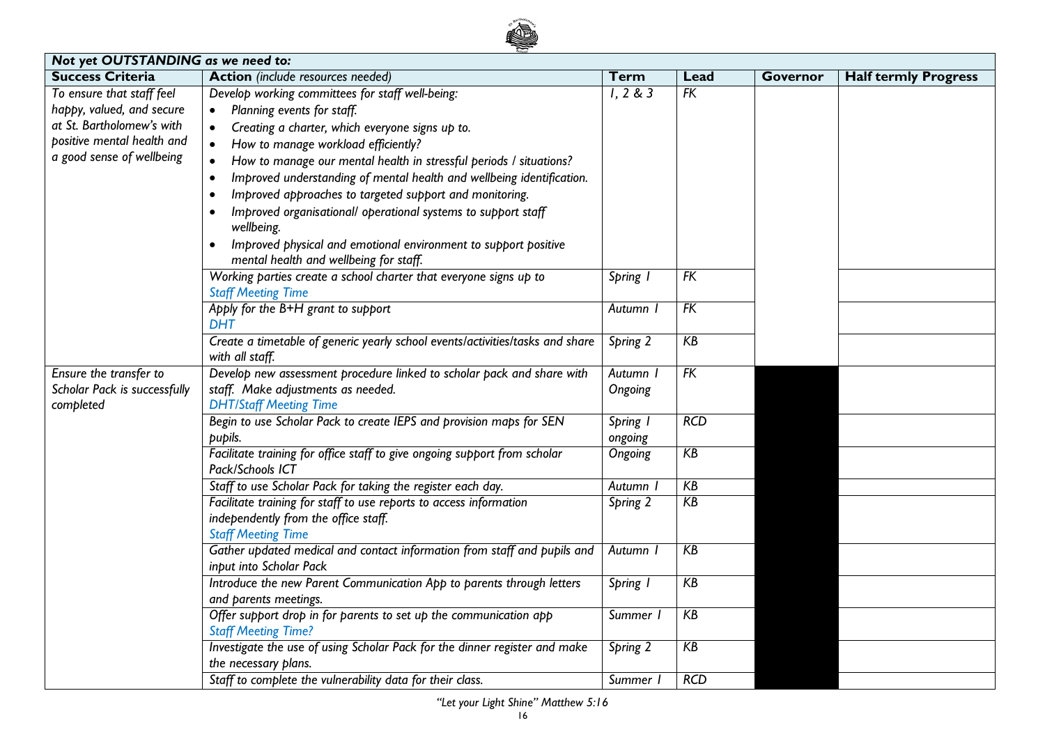| **Not yet OUTSTANDING as we need to:** | | | | | |
|---|---|---|---|---|---|
| **Success Criteria** | **Action** *(include resources needed)* | **Term** | **Lead** | **Governor** | **Half termly Progress** |
| *To ensure that staff feel happy, valued, and secure at St. Bartholomew's with positive mental health and a good sense of wellbeing* | *Develop working committees for staff well-being:*<br>• *Planning events for staff.*<br>• *Creating a charter, which everyone signs up to.*<br>• *How to manage workload efficiently?*<br>• *How to manage our mental health in stressful periods / situations?*<br>• *Improved understanding of mental health and wellbeing identification.*<br>• *Improved approaches to targeted support and monitoring.*<br>• *Improved organisational/ operational systems to support staff wellbeing.*<br>• *Improved physical and emotional environment to support positive mental health and wellbeing for staff.* | *1, 2 & 3* | *FK* | | |
| | *Working parties create a school charter that everyone signs up to*<br>*Staff Meeting Time* | *Spring 1* | *FK* | | |
| | *Apply for the B+H grant to support*<br>*DHT* | *Autumn 1* | *FK* | | |
| | *Create a timetable of generic yearly school events/activities/tasks and share with all staff.* | *Spring 2* | *KB* | | |
| *Ensure the transfer to Scholar Pack is successfully completed* | *Develop new assessment procedure linked to scholar pack and share with staff. Make adjustments as needed.*<br>*DHT/Staff Meeting Time* | *Autumn 1*<br>*Ongoing* | *FK* | | |
| | *Begin to use Scholar Pack to create IEPS and provision maps for SEN pupils.* | *Spring 1*<br>*ongoing* | *RCD* | | |
| | *Facilitate training for office staff to give ongoing support from scholar Pack/Schools ICT* | *Ongoing* | *KB* | | |
| | *Staff to use Scholar Pack for taking the register each day.* | *Autumn 1* | *KB* | | |
| | *Facilitate training for staff to use reports to access information independently from the office staff.*<br>*Staff Meeting Time* | *Spring 2* | *KB* | | |
| | *Gather updated medical and contact information from staff and pupils and input into Scholar Pack* | *Autumn 1* | *KB* | | |
| | *Introduce the new Parent Communication App to parents through letters and parents meetings.* | *Spring 1* | *KB* | | |
| | *Offer support drop in for parents to set up the communication app*<br>*Staff Meeting Time?* | *Summer 1* | *KB* | | |
| | *Investigate the use of using Scholar Pack for the dinner register and make the necessary plans.* | *Spring 2* | *KB* | | |
| | *Staff to complete the vulnerability data for their class.* | *Summer 1* | *RCD* | | |

*"Let your Light Shine" Matthew 5:16*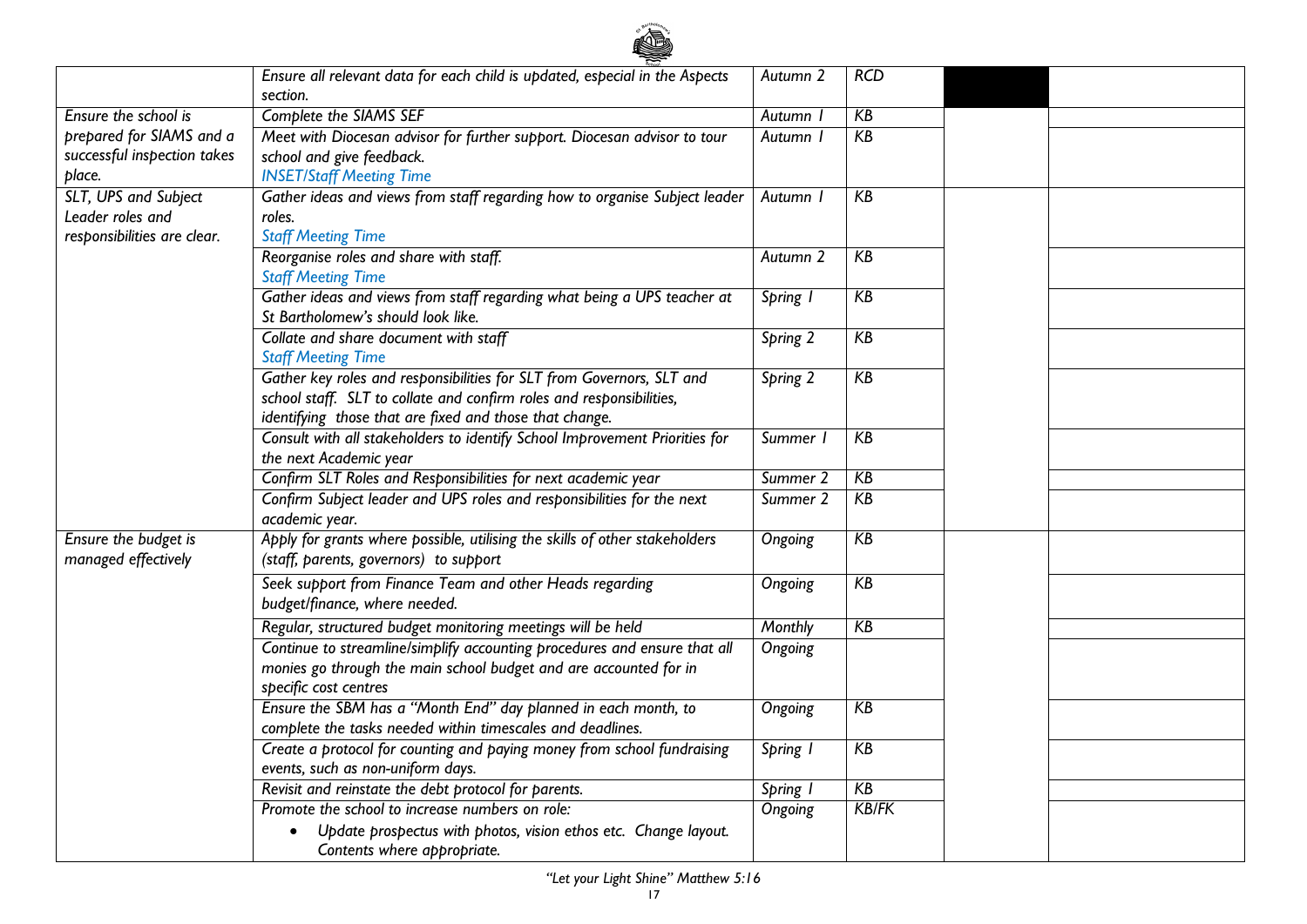| | | | | | |
|---|---|---|---|---|---|
| | *Ensure all relevant data for each child is updated, especial in the Aspects section.* | *Autumn 2* | *RCD* | | |
| *Ensure the school is prepared for SIAMS and a successful inspection takes place.* | *Complete the SIAMS SEF* | *Autumn 1* | *KB* | | |
| | *Meet with Diocesan advisor for further support. Diocesan advisor to tour school and give feedback.* *INSET/Staff Meeting Time* | *Autumn 1* | *KB* | | |
| *SLT, UPS and Subject Leader roles and responsibilities are clear.* | *Gather ideas and views from staff regarding how to organise Subject leader roles.* *Staff Meeting Time* | *Autumn 1* | *KB* | | |
| | *Reorganise roles and share with staff.* *Staff Meeting Time* | *Autumn 2* | *KB* | | |
| | *Gather ideas and views from staff regarding what being a UPS teacher at St Bartholomew's should look like.* | *Spring 1* | *KB* | | |
| | *Collate and share document with staff* *Staff Meeting Time* | *Spring 2* | *KB* | | |
| | *Gather key roles and responsibilities for SLT from Governors, SLT and school staff. SLT to collate and confirm roles and responsibilities, identifying those that are fixed and those that change.* | *Spring 2* | *KB* | | |
| | *Consult with all stakeholders to identify School Improvement Priorities for the next Academic year* | *Summer 1* | *KB* | | |
| | *Confirm SLT Roles and Responsibilities for next academic year* | *Summer 2* | *KB* | | |
| | *Confirm Subject leader and UPS roles and responsibilities for the next academic year.* | *Summer 2* | *KB* | | |
| *Ensure the budget is managed effectively* | *Apply for grants where possible, utilising the skills of other stakeholders (staff, parents, governors) to support* | *Ongoing* | *KB* | | |
| | *Seek support from Finance Team and other Heads regarding budget/finance, where needed.* | *Ongoing* | *KB* | | |
| | *Regular, structured budget monitoring meetings will be held* | *Monthly* | *KB* | | |
| | *Continue to streamline/simplify accounting procedures and ensure that all monies go through the main school budget and are accounted for in specific cost centres* | *Ongoing* | | | |
| | *Ensure the SBM has a "Month End" day planned in each month, to complete the tasks needed within timescales and deadlines.* | *Ongoing* | *KB* | | |
| | *Create a protocol for counting and paying money from school fundraising events, such as non-uniform days.* | *Spring 1* | *KB* | | |
| | *Revisit and reinstate the debt protocol for parents.* | *Spring 1* | *KB* | | |
| | *Promote the school to increase numbers on role:* <br>• *Update prospectus with photos, vision ethos etc. Change layout. Contents where appropriate.* | *Ongoing* | *KB/FK* | | |

*"Let your Light Shine" Matthew 5:16*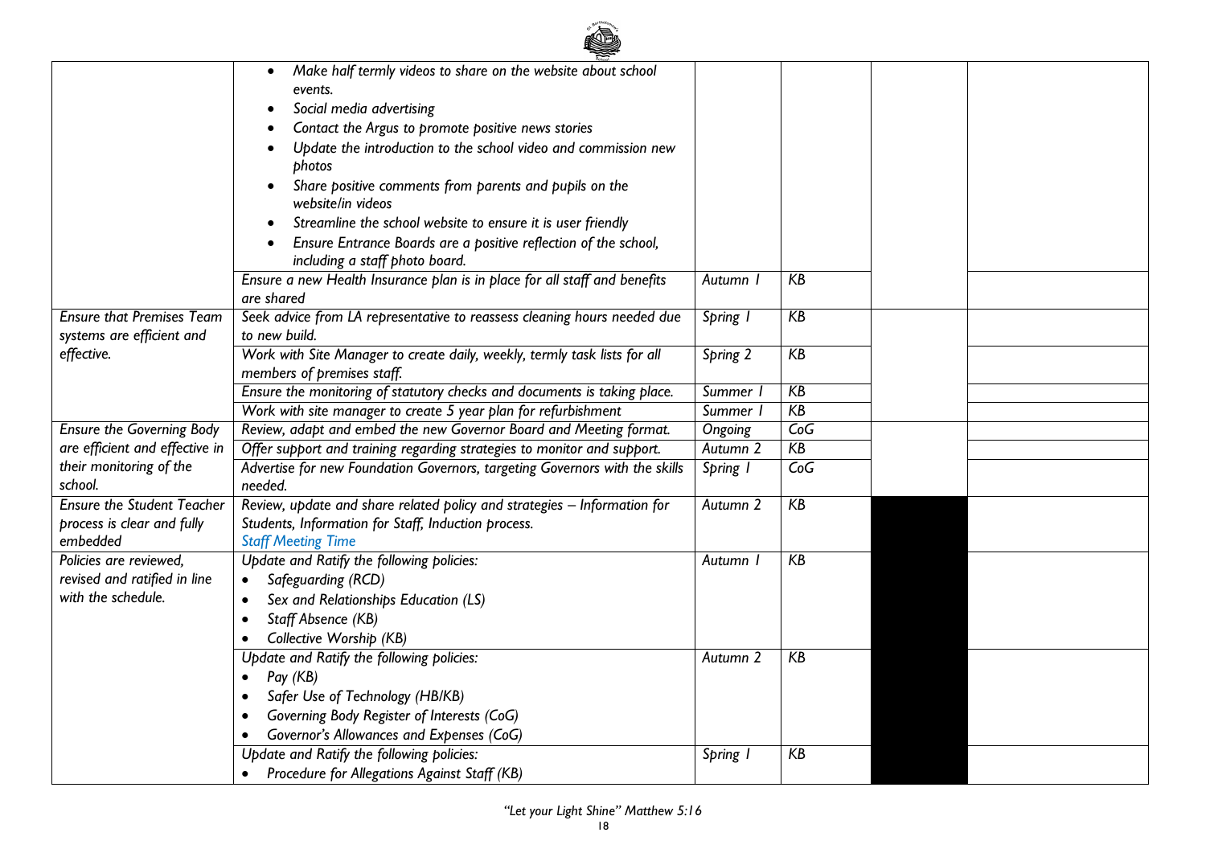| | | | | | |
|---|---|---|---|---|---|
| | • *Make half termly videos to share on the website about school events.*<br>• *Social media advertising*<br>• *Contact the Argus to promote positive news stories*<br>• *Update the introduction to the school video and commission new photos*<br>• *Share positive comments from parents and pupils on the website/in videos*<br>• *Streamline the school website to ensure it is user friendly*<br>• *Ensure Entrance Boards are a positive reflection of the school, including a staff photo board.* | | | | |
| | *Ensure a new Health Insurance plan is in place for all staff and benefits are shared* | *Autumn 1* | *KB* | | |
| *Ensure that Premises Team systems are efficient and effective.* | *Seek advice from LA representative to reassess cleaning hours needed due to new build.* | *Spring 1* | *KB* | | |
| | *Work with Site Manager to create daily, weekly, termly task lists for all members of premises staff.* | *Spring 2* | *KB* | | |
| | *Ensure the monitoring of statutory checks and documents is taking place.* | *Summer 1* | *KB* | | |
| | *Work with site manager to create 5 year plan for refurbishment* | *Summer 1* | *KB* | | |
| *Ensure the Governing Body are efficient and effective in their monitoring of the school.* | *Review, adapt and embed the new Governor Board and Meeting format.* | *Ongoing* | *CoG* | | |
| | *Offer support and training regarding strategies to monitor and support.* | *Autumn 2* | *KB* | | |
| | *Advertise for new Foundation Governors, targeting Governors with the skills needed.* | *Spring 1* | *CoG* | | |
| *Ensure the Student Teacher process is clear and fully embedded* | *Review, update and share related policy and strategies – Information for Students, Information for Staff, Induction process.*<br>*Staff Meeting Time* | *Autumn 2* | *KB* | | |
| *Policies are reviewed, revised and ratified in line with the schedule.* | *Update and Ratify the following policies:*<br>• *Safeguarding (RCD)*<br>• *Sex and Relationships Education (LS)*<br>• *Staff Absence (KB)*<br>• *Collective Worship (KB)* | *Autumn 1* | *KB* | | |
| | *Update and Ratify the following policies:*<br>• *Pay (KB)*<br>• *Safer Use of Technology (HB/KB)*<br>• *Governing Body Register of Interests (CoG)*<br>• *Governor's Allowances and Expenses (CoG)* | *Autumn 2* | *KB* | | |
| | *Update and Ratify the following policies:*<br>• *Procedure for Allegations Against Staff (KB)* | *Spring 1* | *KB* | | |

*"Let your Light Shine" Matthew 5:16*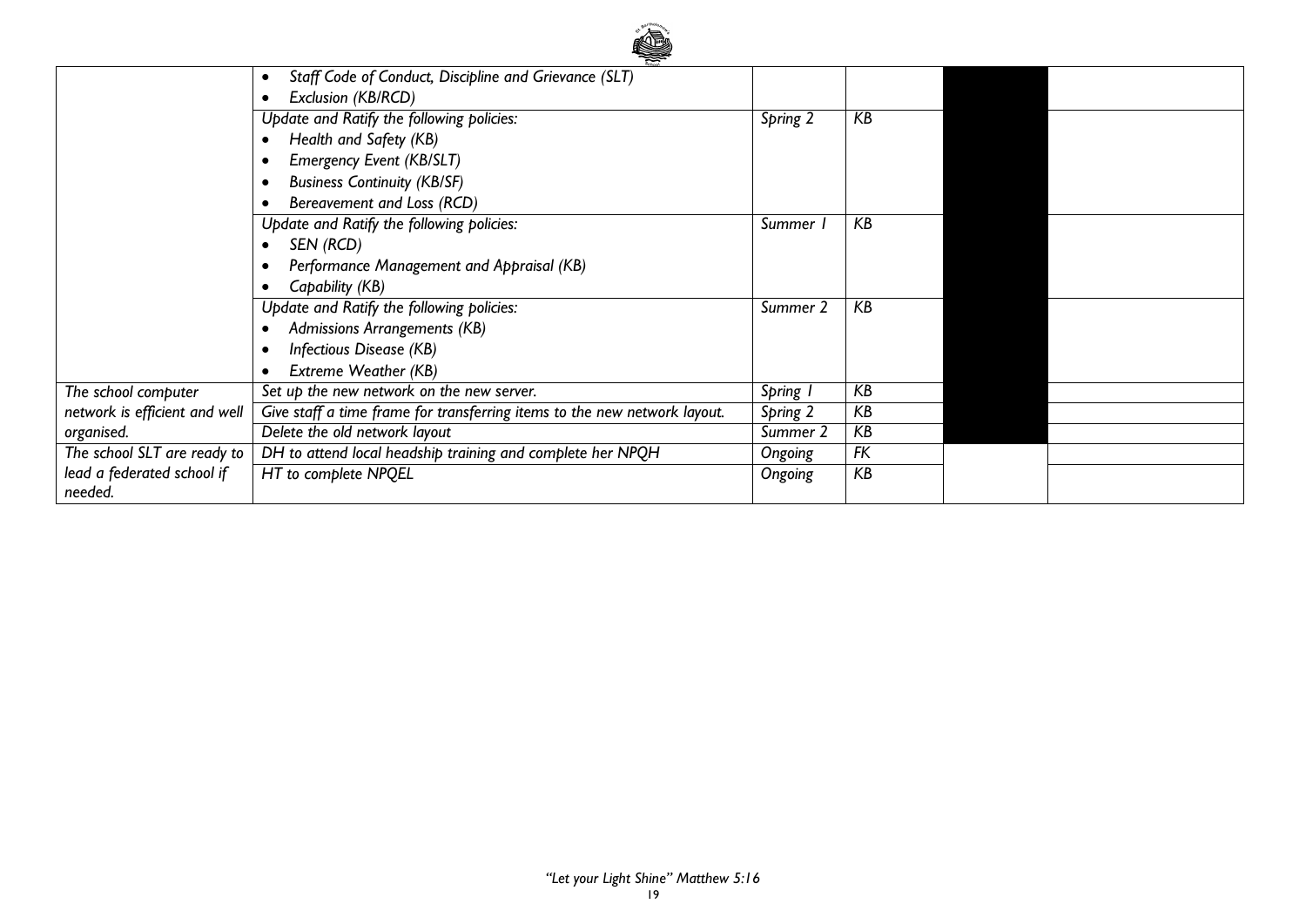| | | | | | |
|---|---|---|---|---|---|
| | *• Staff Code of Conduct, Discipline and Grievance (SLT)*<br>*• Exclusion (KB/RCD)* | | | | |
| | *Update and Ratify the following policies:*<br>*• Health and Safety (KB)*<br>*• Emergency Event (KB/SLT)*<br>*• Business Continuity (KB/SF)*<br>*• Bereavement and Loss (RCD)* | *Spring 2* | *KB* | | |
| | *Update and Ratify the following policies:*<br>*• SEN (RCD)*<br>*• Performance Management and Appraisal (KB)*<br>*• Capability (KB)* | *Summer 1* | *KB* | | |
| | *Update and Ratify the following policies:*<br>*• Admissions Arrangements (KB)*<br>*• Infectious Disease (KB)*<br>*• Extreme Weather (KB)* | *Summer 2* | *KB* | | |
| *The school computer network is efficient and well organised.* | *Set up the new network on the new server.* | *Spring 1* | *KB* | | |
| | *Give staff a time frame for transferring items to the new network layout.* | *Spring 2* | *KB* | | |
| | *Delete the old network layout* | *Summer 2* | *KB* | | |
| *The school SLT are ready to lead a federated school if needed.* | *DH to attend local headship training and complete her NPQH* | *Ongoing* | *FK* | | |
| | *HT to complete NPQEL* | *Ongoing* | *KB* | | |

*"Let your Light Shine" Matthew 5:16*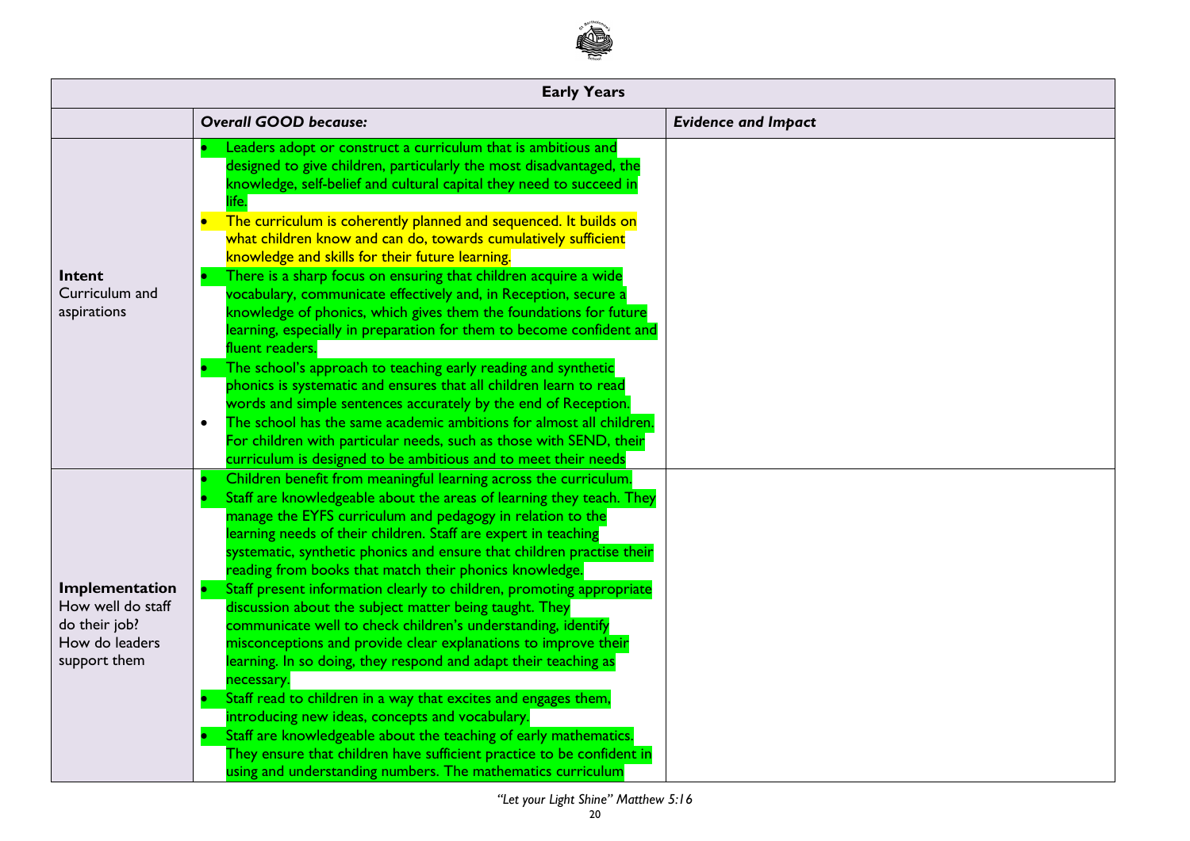| Early Years | | |
|---|---|---|
| | ***Overall GOOD because:*** | ***Evidence and Impact*** |
| **Intent** Curriculum and aspirations | • Leaders adopt or construct a curriculum that is ambitious and designed to give children, particularly the most disadvantaged, the knowledge, self-belief and cultural capital they need to succeed in life.<br>• The curriculum is coherently planned and sequenced. It builds on what children know and can do, towards cumulatively sufficient knowledge and skills for their future learning.<br>• There is a sharp focus on ensuring that children acquire a wide vocabulary, communicate effectively and, in Reception, secure a knowledge of phonics, which gives them the foundations for future learning, especially in preparation for them to become confident and fluent readers.<br>• The school's approach to teaching early reading and synthetic phonics is systematic and ensures that all children learn to read words and simple sentences accurately by the end of Reception.<br>• The school has the same academic ambitions for almost all children. For children with particular needs, such as those with SEND, their curriculum is designed to be ambitious and to meet their needs | |
| **Implementation** How well do staff do their job? How do leaders support them | • Children benefit from meaningful learning across the curriculum.<br>• Staff are knowledgeable about the areas of learning they teach. They manage the EYFS curriculum and pedagogy in relation to the learning needs of their children. Staff are expert in teaching systematic, synthetic phonics and ensure that children practise their reading from books that match their phonics knowledge.<br>• Staff present information clearly to children, promoting appropriate discussion about the subject matter being taught. They communicate well to check children's understanding, identify misconceptions and provide clear explanations to improve their learning. In so doing, they respond and adapt their teaching as necessary.<br>• Staff read to children in a way that excites and engages them, introducing new ideas, concepts and vocabulary.<br>• Staff are knowledgeable about the teaching of early mathematics. They ensure that children have sufficient practice to be confident in using and understanding numbers. The mathematics curriculum | |

*"Let your Light Shine" Matthew 5:16*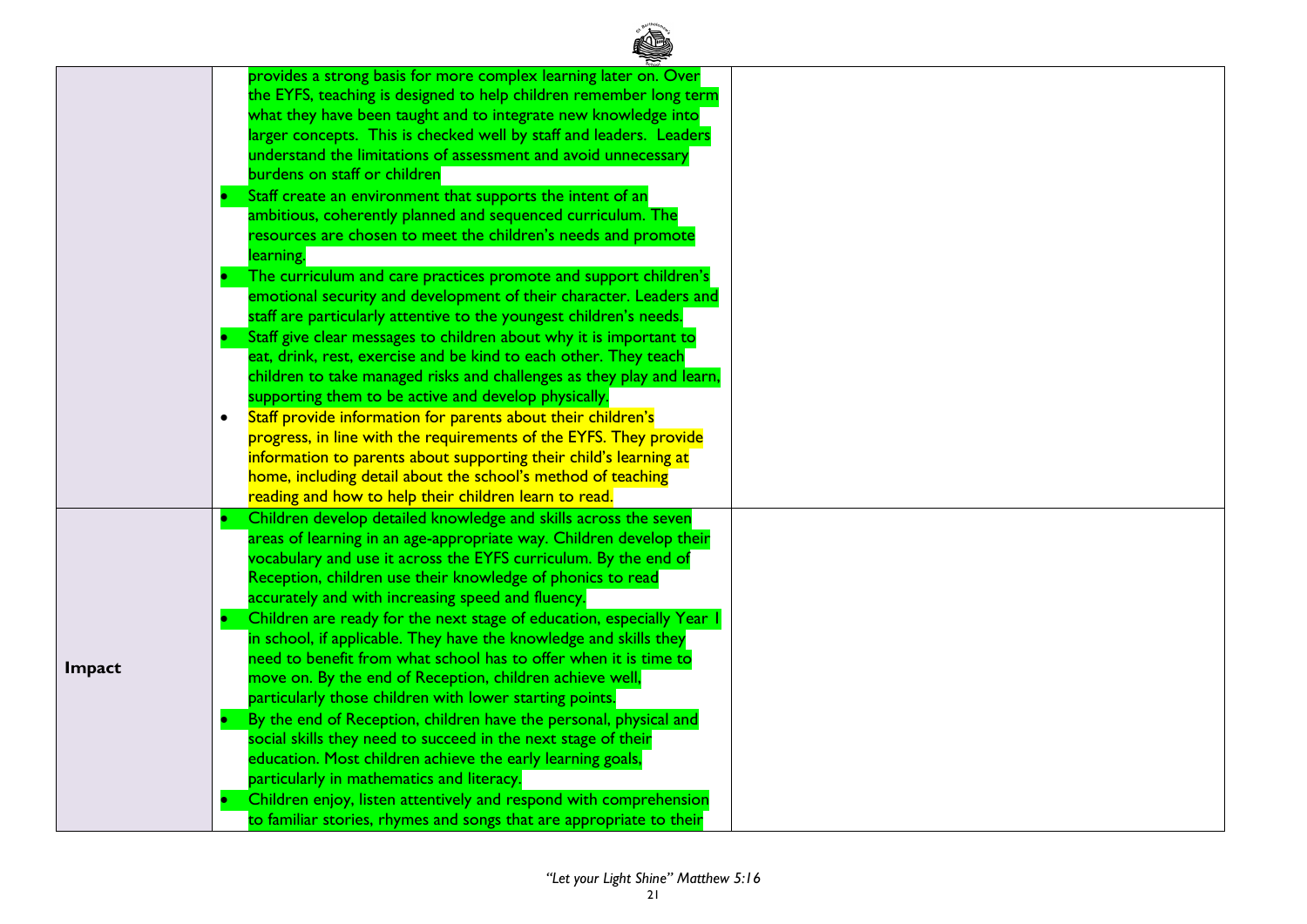| | | |
|---|---|---|
| | provides a strong basis for more complex learning later on. Over the EYFS, teaching is designed to help children remember long term what they have been taught and to integrate new knowledge into larger concepts. This is checked well by staff and leaders. Leaders understand the limitations of assessment and avoid unnecessary burdens on staff or children<br>• Staff create an environment that supports the intent of an ambitious, coherently planned and sequenced curriculum. The resources are chosen to meet the children's needs and promote learning.<br>• The curriculum and care practices promote and support children's emotional security and development of their character. Leaders and staff are particularly attentive to the youngest children's needs.<br>• Staff give clear messages to children about why it is important to eat, drink, rest, exercise and be kind to each other. They teach children to take managed risks and challenges as they play and learn, supporting them to be active and develop physically.<br>• Staff provide information for parents about their children's progress, in line with the requirements of the EYFS. They provide information to parents about supporting their child's learning at home, including detail about the school's method of teaching reading and how to help their children learn to read. | |
| **Impact** | • Children develop detailed knowledge and skills across the seven areas of learning in an age-appropriate way. Children develop their vocabulary and use it across the EYFS curriculum. By the end of Reception, children use their knowledge of phonics to read accurately and with increasing speed and fluency.<br>• Children are ready for the next stage of education, especially Year 1 in school, if applicable. They have the knowledge and skills they need to benefit from what school has to offer when it is time to move on. By the end of Reception, children achieve well, particularly those children with lower starting points.<br>• By the end of Reception, children have the personal, physical and social skills they need to succeed in the next stage of their education. Most children achieve the early learning goals, particularly in mathematics and literacy.<br>• Children enjoy, listen attentively and respond with comprehension to familiar stories, rhymes and songs that are appropriate to their | |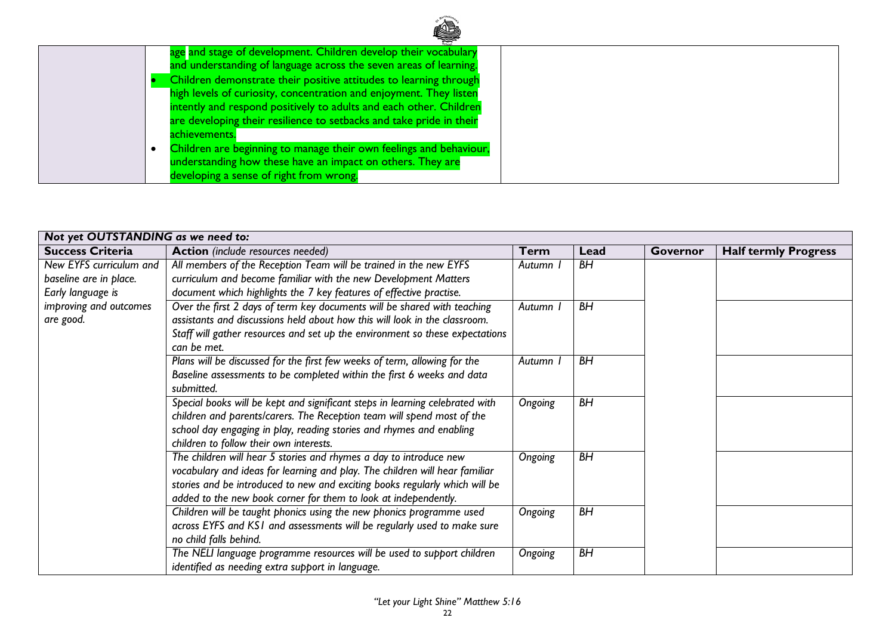| | age and stage of development. Children develop their vocabulary and understanding of language across the seven areas of learning.<br>• Children demonstrate their positive attitudes to learning through high levels of curiosity, concentration and enjoyment. They listen intently and respond positively to adults and each other. Children are developing their resilience to setbacks and take pride in their achievements.<br>• Children are beginning to manage their own feelings and behaviour, understanding how these have an impact on others. They are developing a sense of right from wrong. | |
|---|---|---|

| ***Not yet OUTSTANDING as we need to:*** | | | | | |
|---|---|---|---|---|---|
| **Success Criteria** | **Action** *(include resources needed)* | **Term** | **Lead** | **Governor** | **Half termly Progress** |
| *New EYFS curriculum and baseline are in place. Early language is improving and outcomes are good.* | *All members of the Reception Team will be trained in the new EYFS curriculum and become familiar with the new Development Matters document which highlights the 7 key features of effective practise.* | *Autumn 1* | *BH* | | |
| | *Over the first 2 days of term key documents will be shared with teaching assistants and discussions held about how this will look in the classroom. Staff will gather resources and set up the environment so these expectations can be met.* | *Autumn 1* | *BH* | | |
| | *Plans will be discussed for the first few weeks of term, allowing for the Baseline assessments to be completed within the first 6 weeks and data submitted.* | *Autumn 1* | *BH* | | |
| | *Special books will be kept and significant steps in learning celebrated with children and parents/carers. The Reception team will spend most of the school day engaging in play, reading stories and rhymes and enabling children to follow their own interests.* | *Ongoing* | *BH* | | |
| | *The children will hear 5 stories and rhymes a day to introduce new vocabulary and ideas for learning and play. The children will hear familiar stories and be introduced to new and exciting books regularly which will be added to the new book corner for them to look at independently.* | *Ongoing* | *BH* | | |
| | *Children will be taught phonics using the new phonics programme used across EYFS and KS1 and assessments will be regularly used to make sure no child falls behind.* | *Ongoing* | *BH* | | |
| | *The NELI language programme resources will be used to support children identified as needing extra support in language.* | *Ongoing* | *BH* | | |

*"Let your Light Shine" Matthew 5:16*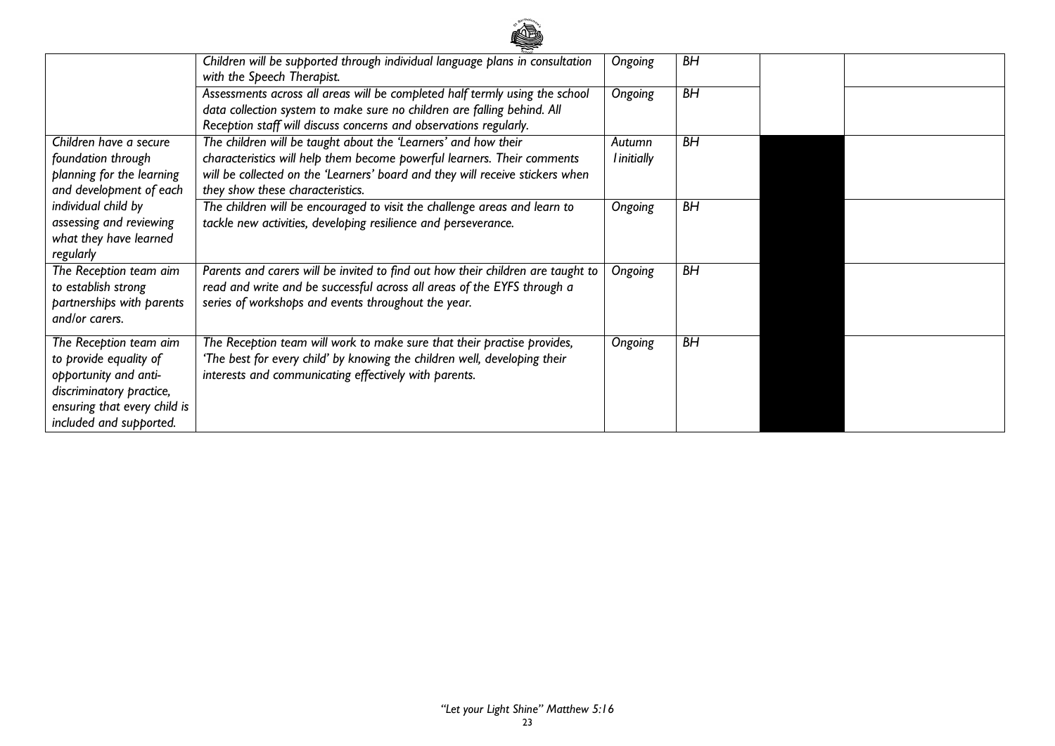| | | | | | |
|---|---|---|---|---|---|
| | *Children will be supported through individual language plans in consultation with the Speech Therapist.* | *Ongoing* | *BH* | | |
| | *Assessments across all areas will be completed half termly using the school data collection system to make sure no children are falling behind. All Reception staff will discuss concerns and observations regularly.* | *Ongoing* | *BH* | | |
| *Children have a secure foundation through planning for the learning and development of each individual child by assessing and reviewing what they have learned regularly* | *The children will be taught about the 'Learners' and how their characteristics will help them become powerful learners. Their comments will be collected on the 'Learners' board and they will receive stickers when they show these characteristics.* | *Autumn 1 initially* | *BH* | | |
| | *The children will be encouraged to visit the challenge areas and learn to tackle new activities, developing resilience and perseverance.* | *Ongoing* | *BH* | | |
| *The Reception team aim to establish strong partnerships with parents and/or carers.* | *Parents and carers will be invited to find out how their children are taught to read and write and be successful across all areas of the EYFS through a series of workshops and events throughout the year.* | *Ongoing* | *BH* | | |
| *The Reception team aim to provide equality of opportunity and anti-discriminatory practice, ensuring that every child is included and supported.* | *The Reception team will work to make sure that their practise provides, 'The best for every child' by knowing the children well, developing their interests and communicating effectively with parents.* | *Ongoing* | *BH* | | |

*"Let your Light Shine" Matthew 5:16*